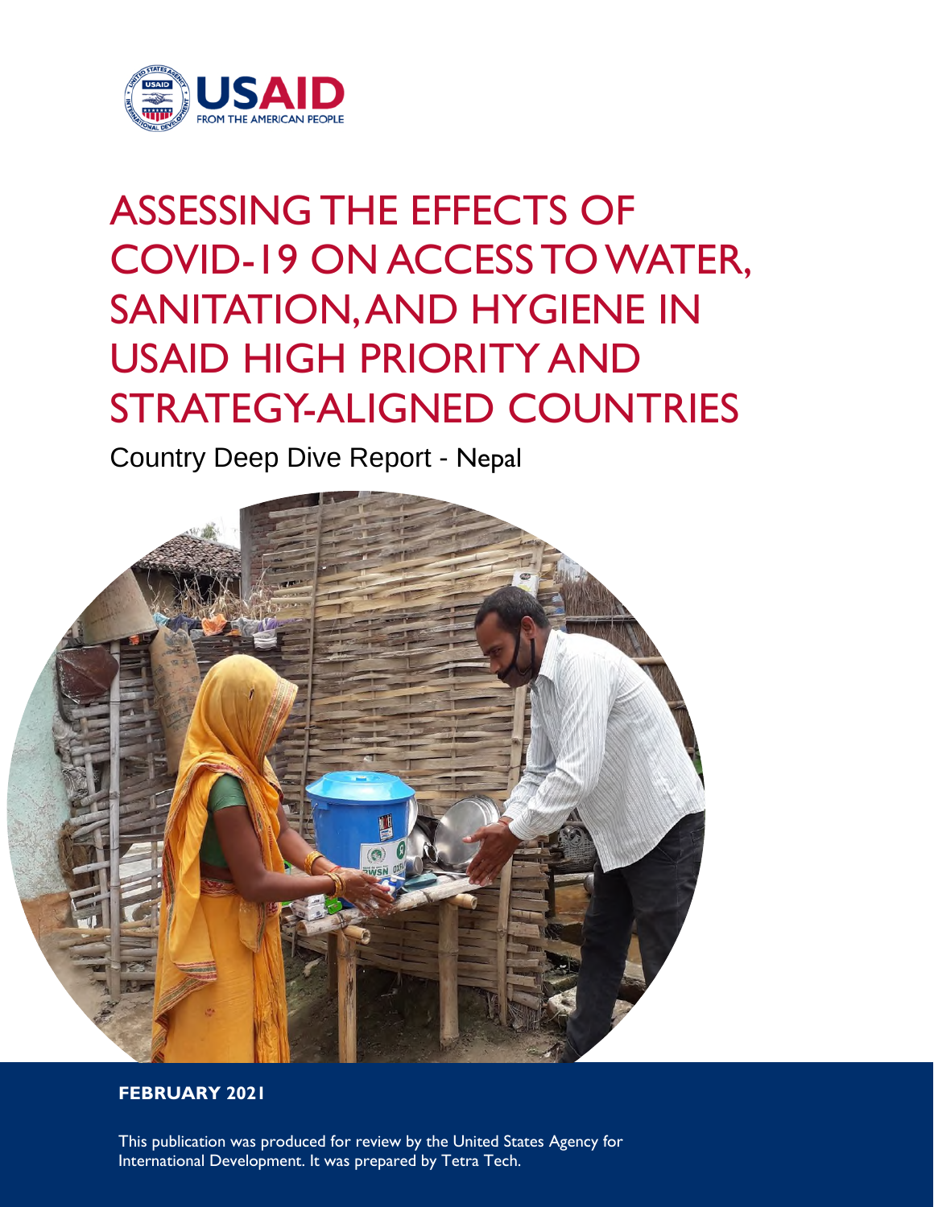USAID
FROM THE AMERICAN PEOPLE

# ASSESSING THE EFFECTS OF COVID-19 ON ACCESS TO WATER, SANITATION, AND HYGIENE IN USAID HIGH PRIORITY AND STRATEGY-ALIGNED COUNTRIES

Country Deep Dive Report - Nepal

**FEBRUARY 2021**

This publication was produced for review by the United States Agency for International Development. It was prepared by Tetra Tech.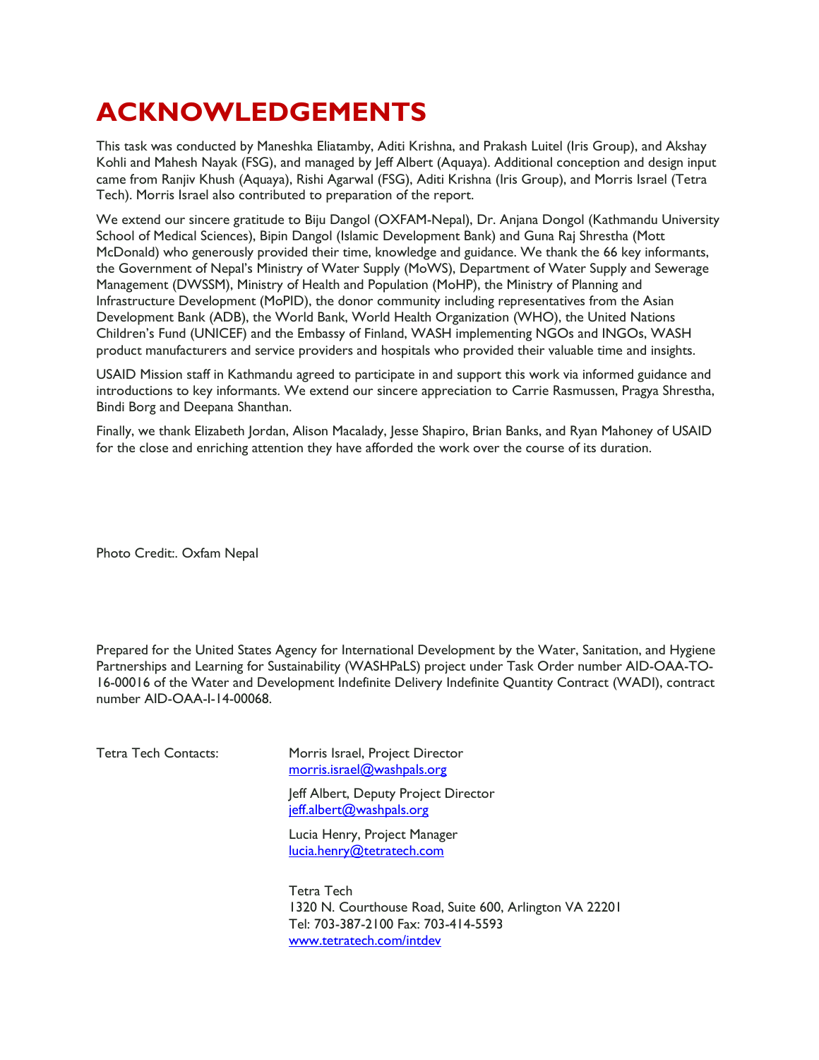# ACKNOWLEDGEMENTS

This task was conducted by Maneshka Eliatamby, Aditi Krishna, and Prakash Luitel (Iris Group), and Akshay Kohli and Mahesh Nayak (FSG), and managed by Jeff Albert (Aquaya). Additional conception and design input came from Ranjiv Khush (Aquaya), Rishi Agarwal (FSG), Aditi Krishna (Iris Group), and Morris Israel (Tetra Tech). Morris Israel also contributed to preparation of the report.

We extend our sincere gratitude to Biju Dangol (OXFAM-Nepal), Dr. Anjana Dongol (Kathmandu University School of Medical Sciences), Bipin Dangol (Islamic Development Bank) and Guna Raj Shrestha (Mott McDonald) who generously provided their time, knowledge and guidance. We thank the 66 key informants, the Government of Nepal's Ministry of Water Supply (MoWS), Department of Water Supply and Sewerage Management (DWSSM), Ministry of Health and Population (MoHP), the Ministry of Planning and Infrastructure Development (MoPID), the donor community including representatives from the Asian Development Bank (ADB), the World Bank, World Health Organization (WHO), the United Nations Children's Fund (UNICEF) and the Embassy of Finland, WASH implementing NGOs and INGOs, WASH product manufacturers and service providers and hospitals who provided their valuable time and insights.

USAID Mission staff in Kathmandu agreed to participate in and support this work via informed guidance and introductions to key informants. We extend our sincere appreciation to Carrie Rasmussen, Pragya Shrestha, Bindi Borg and Deepana Shanthan.

Finally, we thank Elizabeth Jordan, Alison Macalady, Jesse Shapiro, Brian Banks, and Ryan Mahoney of USAID for the close and enriching attention they have afforded the work over the course of its duration.

Photo Credit:. Oxfam Nepal

Prepared for the United States Agency for International Development by the Water, Sanitation, and Hygiene Partnerships and Learning for Sustainability (WASHPaLS) project under Task Order number AID-OAA-TO-16-00016 of the Water and Development Indefinite Delivery Indefinite Quantity Contract (WADI), contract number AID-OAA-I-14-00068.

Tetra Tech Contacts:

Morris Israel, Project Director
morris.israel@washpals.org

Jeff Albert, Deputy Project Director
jeff.albert@washpals.org

Lucia Henry, Project Manager
lucia.henry@tetratech.com

Tetra Tech
1320 N. Courthouse Road, Suite 600, Arlington VA 22201
Tel: 703-387-2100 Fax: 703-414-5593
www.tetratech.com/intdev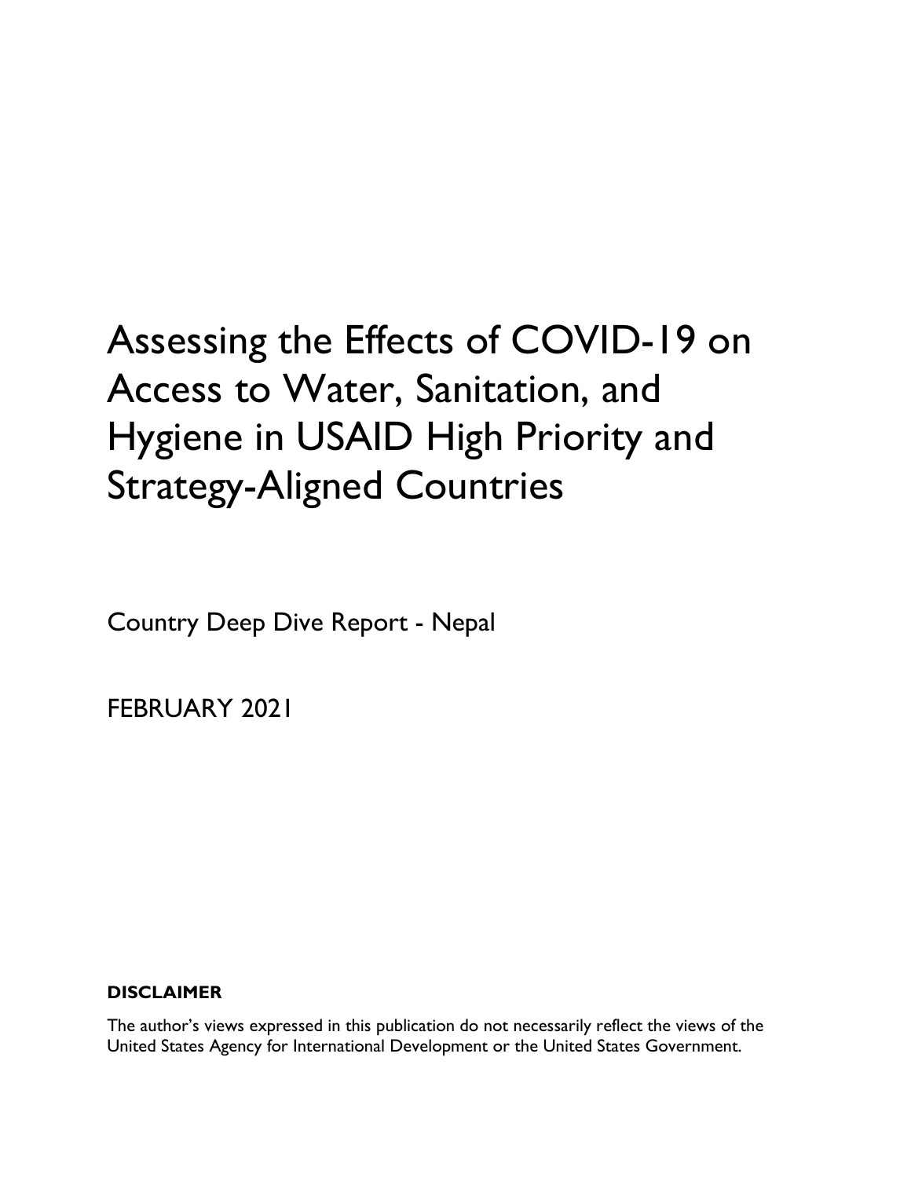# Assessing the Effects of COVID-19 on Access to Water, Sanitation, and Hygiene in USAID High Priority and Strategy-Aligned Countries

Country Deep Dive Report - Nepal

FEBRUARY 2021

**DISCLAIMER**

The author's views expressed in this publication do not necessarily reflect the views of the United States Agency for International Development or the United States Government.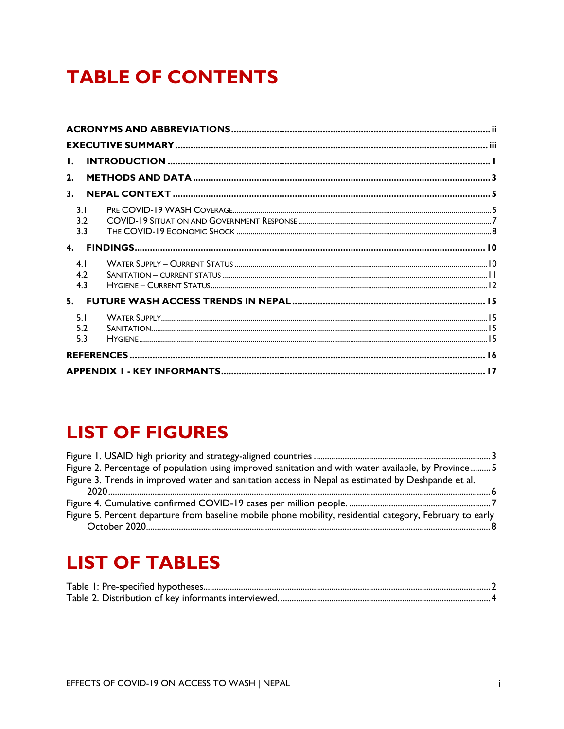# TABLE OF CONTENTS

ACRONYMS AND ABBREVIATIONS ..... ii

EXECUTIVE SUMMARY ..... iii

1. INTRODUCTION ..... 1

2. METHODS AND DATA ..... 3

3. NEPAL CONTEXT ..... 5

   3.1 Pre COVID-19 WASH Coverage ..... 5

   3.2 COVID-19 Situation and Government Response ..... 7

   3.3 The COVID-19 Economic Shock ..... 8

4. FINDINGS ..... 10

   4.1 Water Supply – Current Status ..... 10

   4.2 Sanitation – current status ..... 11

   4.3 Hygiene – Current Status ..... 12

5. FUTURE WASH ACCESS TRENDS IN NEPAL ..... 15

   5.1 Water Supply ..... 15

   5.2 Sanitation ..... 15

   5.3 Hygiene ..... 15

REFERENCES ..... 16

APPENDIX 1 - KEY INFORMANTS ..... 17

# LIST OF FIGURES

Figure 1. USAID high priority and strategy-aligned countries ..... 3

Figure 2. Percentage of population using improved sanitation and with water available, by Province ..... 5

Figure 3. Trends in improved water and sanitation access in Nepal as estimated by Deshpande et al. 2020 ..... 6

Figure 4. Cumulative confirmed COVID-19 cases per million people. ..... 7

Figure 5. Percent departure from baseline mobile phone mobility, residential category, February to early October 2020 ..... 8

# LIST OF TABLES

Table 1: Pre-specified hypotheses ..... 2

Table 2. Distribution of key informants interviewed. ..... 4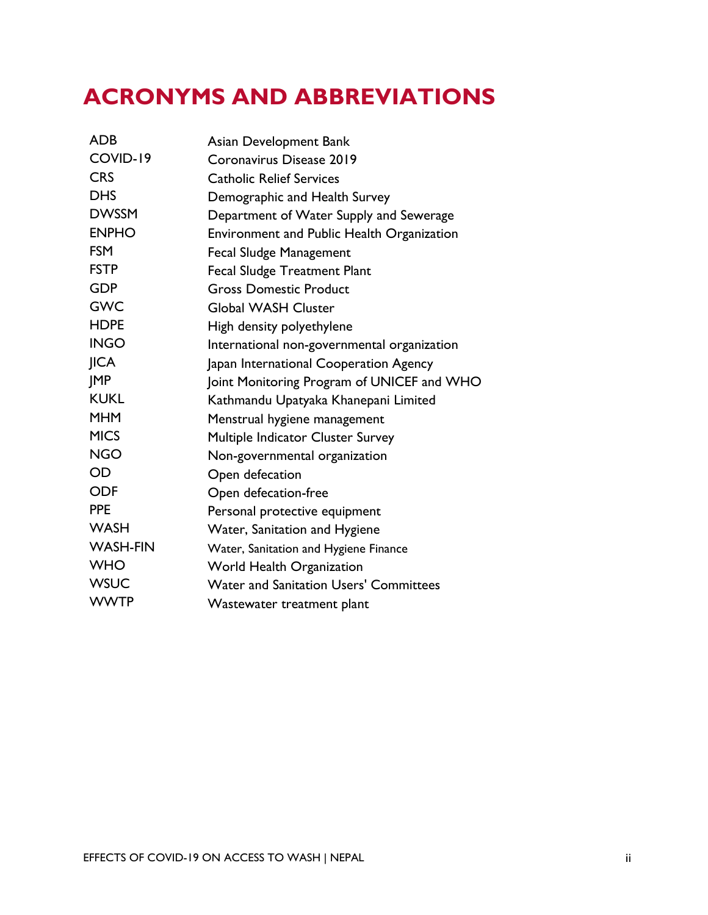# ACRONYMS AND ABBREVIATIONS

| | |
|---|---|
| ADB | Asian Development Bank |
| COVID-19 | Coronavirus Disease 2019 |
| CRS | Catholic Relief Services |
| DHS | Demographic and Health Survey |
| DWSSM | Department of Water Supply and Sewerage |
| ENPHO | Environment and Public Health Organization |
| FSM | Fecal Sludge Management |
| FSTP | Fecal Sludge Treatment Plant |
| GDP | Gross Domestic Product |
| GWC | Global WASH Cluster |
| HDPE | High density polyethylene |
| INGO | International non-governmental organization |
| JICA | Japan International Cooperation Agency |
| JMP | Joint Monitoring Program of UNICEF and WHO |
| KUKL | Kathmandu Upatyaka Khanepani Limited |
| MHM | Menstrual hygiene management |
| MICS | Multiple Indicator Cluster Survey |
| NGO | Non-governmental organization |
| OD | Open defecation |
| ODF | Open defecation-free |
| PPE | Personal protective equipment |
| WASH | Water, Sanitation and Hygiene |
| WASH-FIN | Water, Sanitation and Hygiene Finance |
| WHO | World Health Organization |
| WSUC | Water and Sanitation Users' Committees |
| WWTP | Wastewater treatment plant |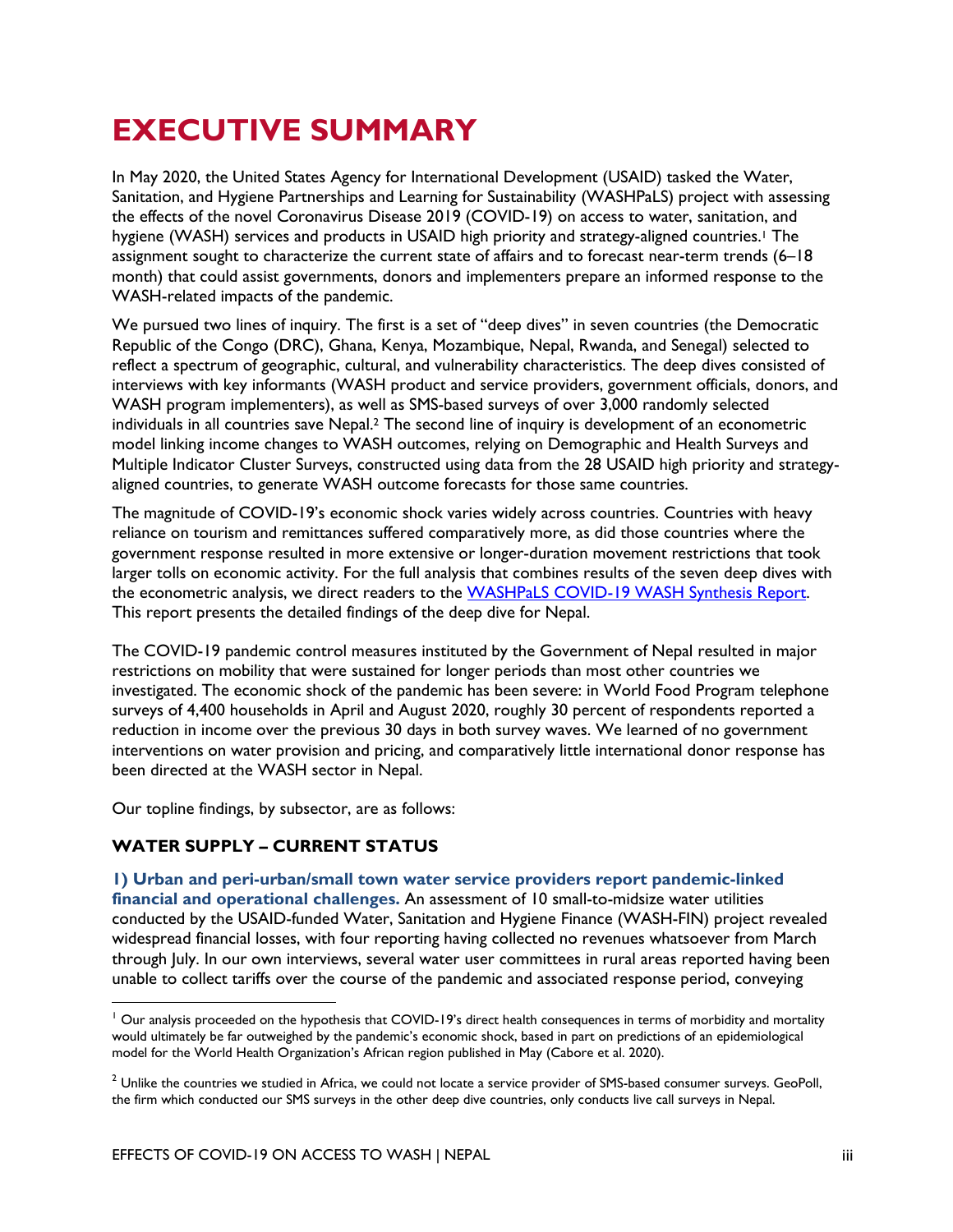# EXECUTIVE SUMMARY

In May 2020, the United States Agency for International Development (USAID) tasked the Water, Sanitation, and Hygiene Partnerships and Learning for Sustainability (WASHPaLS) project with assessing the effects of the novel Coronavirus Disease 2019 (COVID-19) on access to water, sanitation, and hygiene (WASH) services and products in USAID high priority and strategy-aligned countries.[1] The assignment sought to characterize the current state of affairs and to forecast near-term trends (6–18 month) that could assist governments, donors and implementers prepare an informed response to the WASH-related impacts of the pandemic.

We pursued two lines of inquiry. The first is a set of "deep dives" in seven countries (the Democratic Republic of the Congo (DRC), Ghana, Kenya, Mozambique, Nepal, Rwanda, and Senegal) selected to reflect a spectrum of geographic, cultural, and vulnerability characteristics. The deep dives consisted of interviews with key informants (WASH product and service providers, government officials, donors, and WASH program implementers), as well as SMS-based surveys of over 3,000 randomly selected individuals in all countries save Nepal.[2] The second line of inquiry is development of an econometric model linking income changes to WASH outcomes, relying on Demographic and Health Surveys and Multiple Indicator Cluster Surveys, constructed using data from the 28 USAID high priority and strategy-aligned countries, to generate WASH outcome forecasts for those same countries.

The magnitude of COVID-19's economic shock varies widely across countries. Countries with heavy reliance on tourism and remittances suffered comparatively more, as did those countries where the government response resulted in more extensive or longer-duration movement restrictions that took larger tolls on economic activity. For the full analysis that combines results of the seven deep dives with the econometric analysis, we direct readers to the [WASHPaLS COVID-19 WASH Synthesis Report](). This report presents the detailed findings of the deep dive for Nepal.

The COVID-19 pandemic control measures instituted by the Government of Nepal resulted in major restrictions on mobility that were sustained for longer periods than most other countries we investigated. The economic shock of the pandemic has been severe: in World Food Program telephone surveys of 4,400 households in April and August 2020, roughly 30 percent of respondents reported a reduction in income over the previous 30 days in both survey waves. We learned of no government interventions on water provision and pricing, and comparatively little international donor response has been directed at the WASH sector in Nepal.

Our topline findings, by subsector, are as follows:

### WATER SUPPLY – CURRENT STATUS

**1) Urban and peri-urban/small town water service providers report pandemic-linked financial and operational challenges.** An assessment of 10 small-to-midsize water utilities conducted by the USAID-funded Water, Sanitation and Hygiene Finance (WASH-FIN) project revealed widespread financial losses, with four reporting having collected no revenues whatsoever from March through July. In our own interviews, several water user committees in rural areas reported having been unable to collect tariffs over the course of the pandemic and associated response period, conveying

---

[1] Our analysis proceeded on the hypothesis that COVID-19's direct health consequences in terms of morbidity and mortality would ultimately be far outweighed by the pandemic's economic shock, based in part on predictions of an epidemiological model for the World Health Organization's African region published in May (Cabore et al. 2020).

[2] Unlike the countries we studied in Africa, we could not locate a service provider of SMS-based consumer surveys. GeoPoll, the firm which conducted our SMS surveys in the other deep dive countries, only conducts live call surveys in Nepal.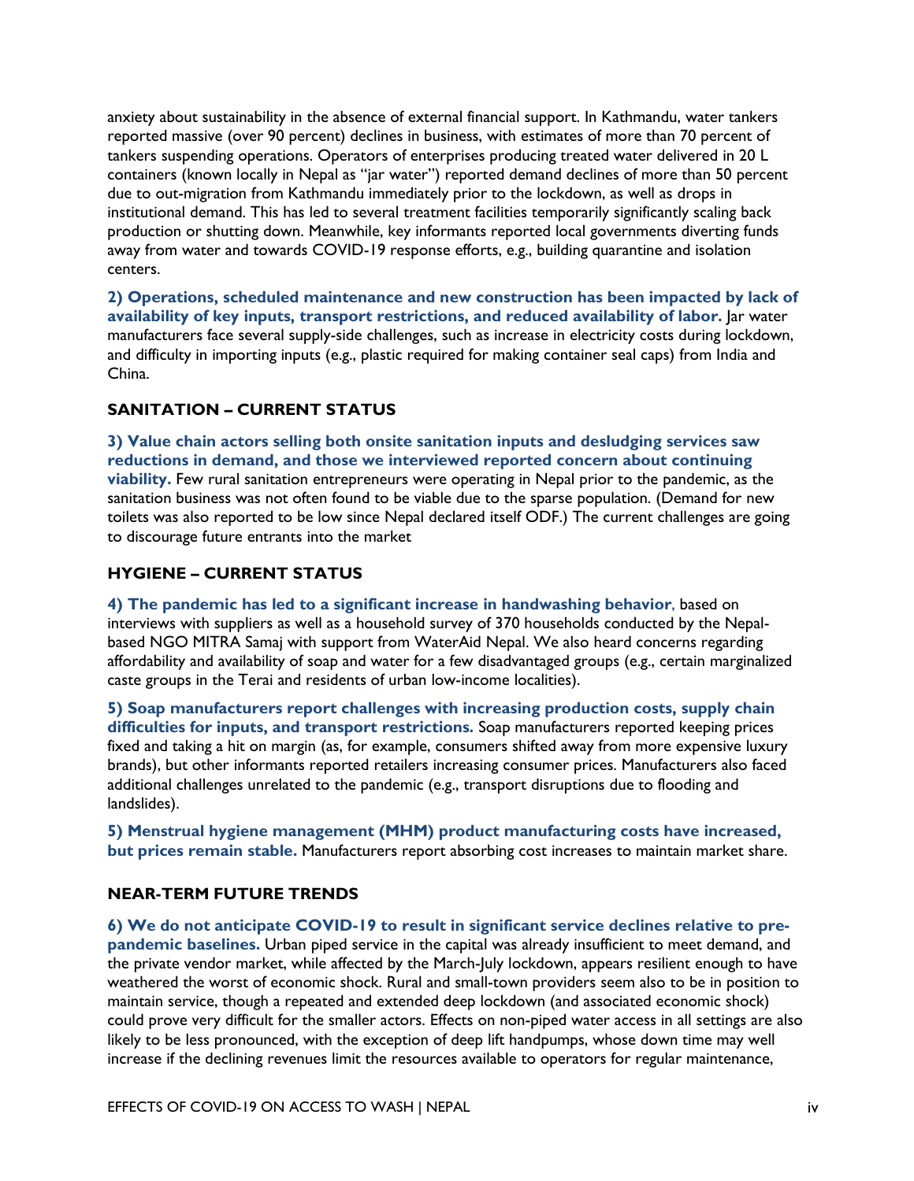anxiety about sustainability in the absence of external financial support. In Kathmandu, water tankers reported massive (over 90 percent) declines in business, with estimates of more than 70 percent of tankers suspending operations. Operators of enterprises producing treated water delivered in 20 L containers (known locally in Nepal as "jar water") reported demand declines of more than 50 percent due to out-migration from Kathmandu immediately prior to the lockdown, as well as drops in institutional demand. This has led to several treatment facilities temporarily significantly scaling back production or shutting down. Meanwhile, key informants reported local governments diverting funds away from water and towards COVID-19 response efforts, e.g., building quarantine and isolation centers.

**2) Operations, scheduled maintenance and new construction has been impacted by lack of availability of key inputs, transport restrictions, and reduced availability of labor.** Jar water manufacturers face several supply-side challenges, such as increase in electricity costs during lockdown, and difficulty in importing inputs (e.g., plastic required for making container seal caps) from India and China.

### SANITATION – CURRENT STATUS

**3) Value chain actors selling both onsite sanitation inputs and desludging services saw reductions in demand, and those we interviewed reported concern about continuing viability.** Few rural sanitation entrepreneurs were operating in Nepal prior to the pandemic, as the sanitation business was not often found to be viable due to the sparse population. (Demand for new toilets was also reported to be low since Nepal declared itself ODF.) The current challenges are going to discourage future entrants into the market

### HYGIENE – CURRENT STATUS

**4) The pandemic has led to a significant increase in handwashing behavior**, based on interviews with suppliers as well as a household survey of 370 households conducted by the Nepal-based NGO MITRA Samaj with support from WaterAid Nepal. We also heard concerns regarding affordability and availability of soap and water for a few disadvantaged groups (e.g., certain marginalized caste groups in the Terai and residents of urban low-income localities).

**5) Soap manufacturers report challenges with increasing production costs, supply chain difficulties for inputs, and transport restrictions.** Soap manufacturers reported keeping prices fixed and taking a hit on margin (as, for example, consumers shifted away from more expensive luxury brands), but other informants reported retailers increasing consumer prices. Manufacturers also faced additional challenges unrelated to the pandemic (e.g., transport disruptions due to flooding and landslides).

**5) Menstrual hygiene management (MHM) product manufacturing costs have increased, but prices remain stable.** Manufacturers report absorbing cost increases to maintain market share.

### NEAR-TERM FUTURE TRENDS

**6) We do not anticipate COVID-19 to result in significant service declines relative to pre-pandemic baselines.** Urban piped service in the capital was already insufficient to meet demand, and the private vendor market, while affected by the March-July lockdown, appears resilient enough to have weathered the worst of economic shock. Rural and small-town providers seem also to be in position to maintain service, though a repeated and extended deep lockdown (and associated economic shock) could prove very difficult for the smaller actors. Effects on non-piped water access in all settings are also likely to be less pronounced, with the exception of deep lift handpumps, whose down time may well increase if the declining revenues limit the resources available to operators for regular maintenance,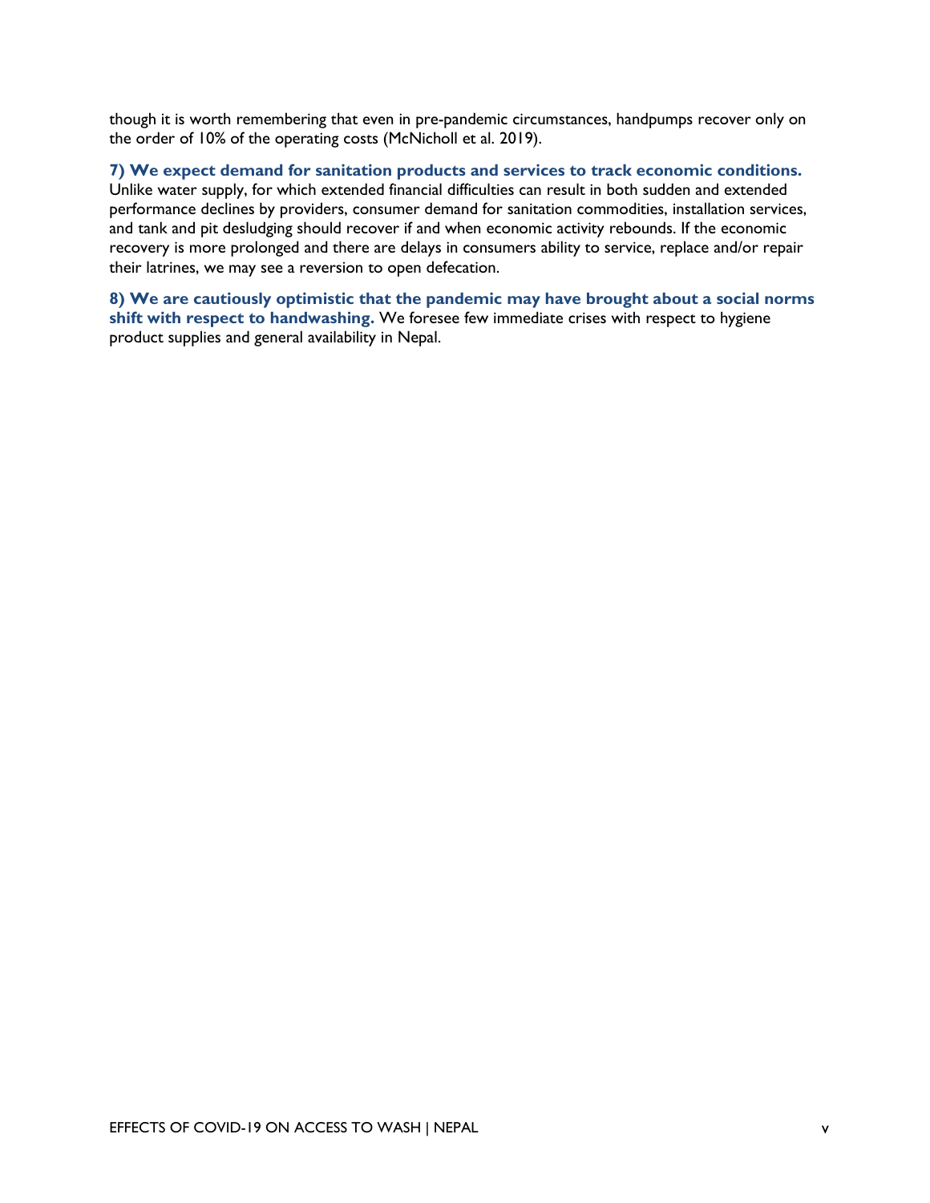though it is worth remembering that even in pre-pandemic circumstances, handpumps recover only on the order of 10% of the operating costs (McNicholl et al. 2019).

**7) We expect demand for sanitation products and services to track economic conditions.** Unlike water supply, for which extended financial difficulties can result in both sudden and extended performance declines by providers, consumer demand for sanitation commodities, installation services, and tank and pit desludging should recover if and when economic activity rebounds. If the economic recovery is more prolonged and there are delays in consumers ability to service, replace and/or repair their latrines, we may see a reversion to open defecation.

**8) We are cautiously optimistic that the pandemic may have brought about a social norms shift with respect to handwashing.** We foresee few immediate crises with respect to hygiene product supplies and general availability in Nepal.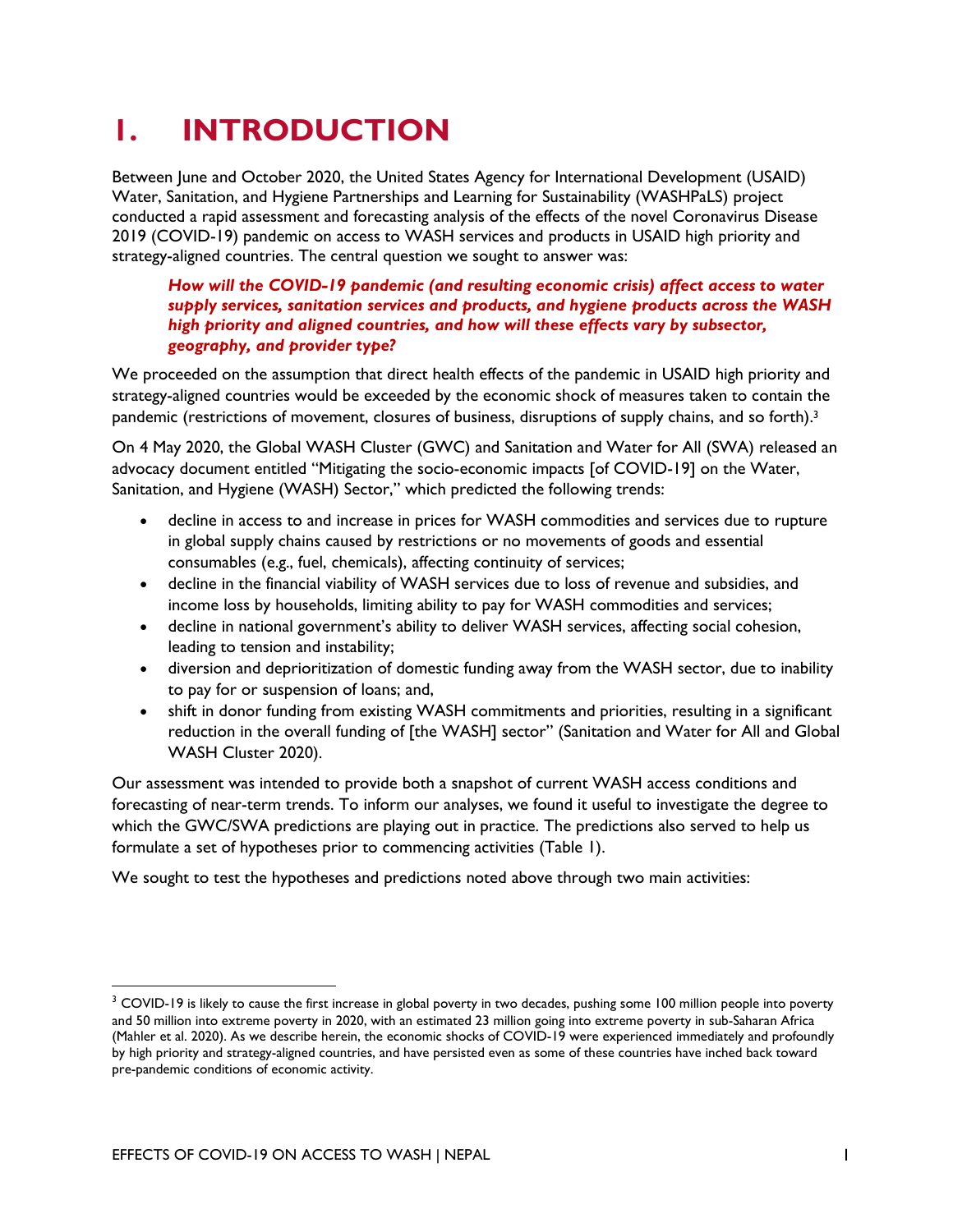# 1. INTRODUCTION

Between June and October 2020, the United States Agency for International Development (USAID) Water, Sanitation, and Hygiene Partnerships and Learning for Sustainability (WASHPaLS) project conducted a rapid assessment and forecasting analysis of the effects of the novel Coronavirus Disease 2019 (COVID-19) pandemic on access to WASH services and products in USAID high priority and strategy-aligned countries. The central question we sought to answer was:

> ***How will the COVID-19 pandemic (and resulting economic crisis) affect access to water supply services, sanitation services and products, and hygiene products across the WASH high priority and aligned countries, and how will these effects vary by subsector, geography, and provider type?***

We proceeded on the assumption that direct health effects of the pandemic in USAID high priority and strategy-aligned countries would be exceeded by the economic shock of measures taken to contain the pandemic (restrictions of movement, closures of business, disruptions of supply chains, and so forth).[3]

On 4 May 2020, the Global WASH Cluster (GWC) and Sanitation and Water for All (SWA) released an advocacy document entitled "Mitigating the socio-economic impacts [of COVID-19] on the Water, Sanitation, and Hygiene (WASH) Sector," which predicted the following trends:

- decline in access to and increase in prices for WASH commodities and services due to rupture in global supply chains caused by restrictions or no movements of goods and essential consumables (e.g., fuel, chemicals), affecting continuity of services;
- decline in the financial viability of WASH services due to loss of revenue and subsidies, and income loss by households, limiting ability to pay for WASH commodities and services;
- decline in national government's ability to deliver WASH services, affecting social cohesion, leading to tension and instability;
- diversion and deprioritization of domestic funding away from the WASH sector, due to inability to pay for or suspension of loans; and,
- shift in donor funding from existing WASH commitments and priorities, resulting in a significant reduction in the overall funding of [the WASH] sector" (Sanitation and Water for All and Global WASH Cluster 2020).

Our assessment was intended to provide both a snapshot of current WASH access conditions and forecasting of near-term trends. To inform our analyses, we found it useful to investigate the degree to which the GWC/SWA predictions are playing out in practice. The predictions also served to help us formulate a set of hypotheses prior to commencing activities (Table 1).

We sought to test the hypotheses and predictions noted above through two main activities:

---

[3] COVID-19 is likely to cause the first increase in global poverty in two decades, pushing some 100 million people into poverty and 50 million into extreme poverty in 2020, with an estimated 23 million going into extreme poverty in sub-Saharan Africa (Mahler et al. 2020). As we describe herein, the economic shocks of COVID-19 were experienced immediately and profoundly by high priority and strategy-aligned countries, and have persisted even as some of these countries have inched back toward pre-pandemic conditions of economic activity.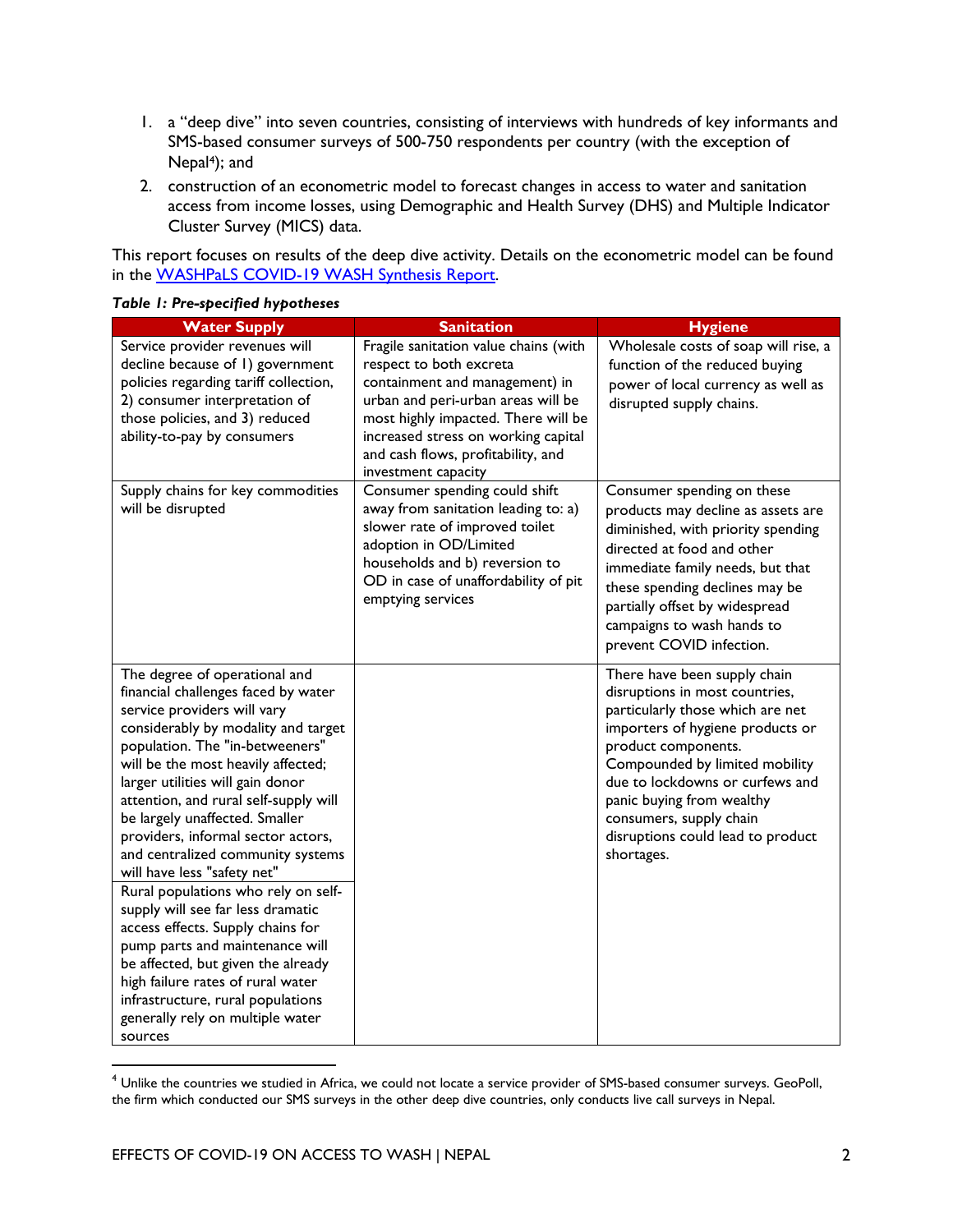1. a "deep dive" into seven countries, consisting of interviews with hundreds of key informants and SMS-based consumer surveys of 500-750 respondents per country (with the exception of Nepal[4]); and
2. construction of an econometric model to forecast changes in access to water and sanitation access from income losses, using Demographic and Health Survey (DHS) and Multiple Indicator Cluster Survey (MICS) data.

This report focuses on results of the deep dive activity. Details on the econometric model can be found in the WASHPaLS COVID-19 WASH Synthesis Report.

***Table 1: Pre-specified hypotheses***

| Water Supply | Sanitation | Hygiene |
|---|---|---|
| Service provider revenues will decline because of 1) government policies regarding tariff collection, 2) consumer interpretation of those policies, and 3) reduced ability-to-pay by consumers | Fragile sanitation value chains (with respect to both excreta containment and management) in urban and peri-urban areas will be most highly impacted. There will be increased stress on working capital and cash flows, profitability, and investment capacity | Wholesale costs of soap will rise, a function of the reduced buying power of local currency as well as disrupted supply chains. |
| Supply chains for key commodities will be disrupted | Consumer spending could shift away from sanitation leading to: a) slower rate of improved toilet adoption in OD/Limited households and b) reversion to OD in case of unaffordability of pit emptying services | Consumer spending on these products may decline as assets are diminished, with priority spending directed at food and other immediate family needs, but that these spending declines may be partially offset by widespread campaigns to wash hands to prevent COVID infection. |
| The degree of operational and financial challenges faced by water service providers will vary considerably by modality and target population. The "in-betweeners" will be the most heavily affected; larger utilities will gain donor attention, and rural self-supply will be largely unaffected. Smaller providers, informal sector actors, and centralized community systems will have less "safety net" | | There have been supply chain disruptions in most countries, particularly those which are net importers of hygiene products or product components. Compounded by limited mobility due to lockdowns or curfews and panic buying from wealthy consumers, supply chain disruptions could lead to product shortages. |
| Rural populations who rely on self-supply will see far less dramatic access effects. Supply chains for pump parts and maintenance will be affected, but given the already high failure rates of rural water infrastructure, rural populations generally rely on multiple water sources | | |

[4] Unlike the countries we studied in Africa, we could not locate a service provider of SMS-based consumer surveys. GeoPoll, the firm which conducted our SMS surveys in the other deep dive countries, only conducts live call surveys in Nepal.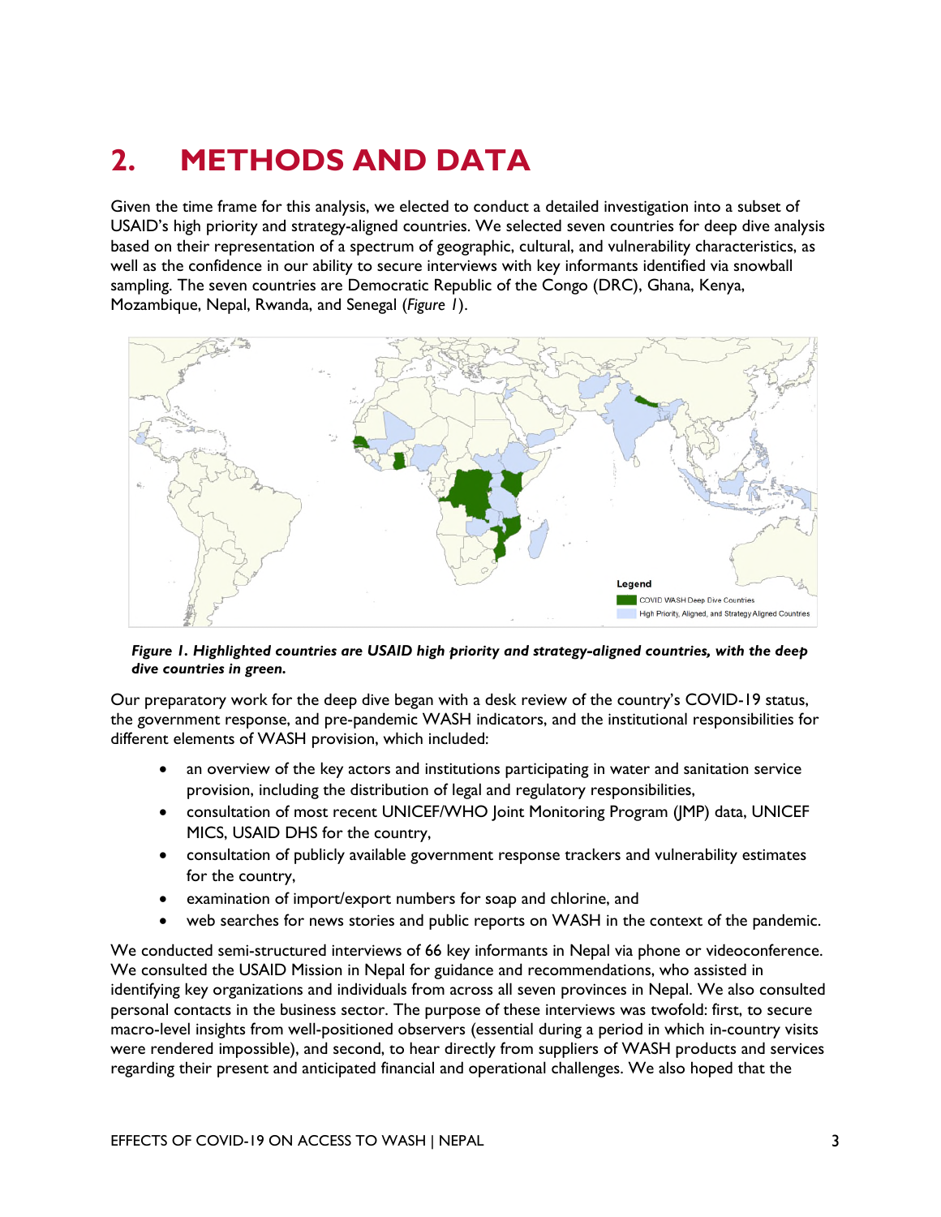# 2. METHODS AND DATA

Given the time frame for this analysis, we elected to conduct a detailed investigation into a subset of USAID's high priority and strategy-aligned countries. We selected seven countries for deep dive analysis based on their representation of a spectrum of geographic, cultural, and vulnerability characteristics, as well as the confidence in our ability to secure interviews with key informants identified via snowball sampling. The seven countries are Democratic Republic of the Congo (DRC), Ghana, Kenya, Mozambique, Nepal, Rwanda, and Senegal (*Figure 1*).

***Figure 1. Highlighted countries are USAID high priority and strategy-aligned countries, with the deep dive countries in green.***

Our preparatory work for the deep dive began with a desk review of the country's COVID-19 status, the government response, and pre-pandemic WASH indicators, and the institutional responsibilities for different elements of WASH provision, which included:

- an overview of the key actors and institutions participating in water and sanitation service provision, including the distribution of legal and regulatory responsibilities,
- consultation of most recent UNICEF/WHO Joint Monitoring Program (JMP) data, UNICEF MICS, USAID DHS for the country,
- consultation of publicly available government response trackers and vulnerability estimates for the country,
- examination of import/export numbers for soap and chlorine, and
- web searches for news stories and public reports on WASH in the context of the pandemic.

We conducted semi-structured interviews of 66 key informants in Nepal via phone or videoconference. We consulted the USAID Mission in Nepal for guidance and recommendations, who assisted in identifying key organizations and individuals from across all seven provinces in Nepal. We also consulted personal contacts in the business sector. The purpose of these interviews was twofold: first, to secure macro-level insights from well-positioned observers (essential during a period in which in-country visits were rendered impossible), and second, to hear directly from suppliers of WASH products and services regarding their present and anticipated financial and operational challenges. We also hoped that the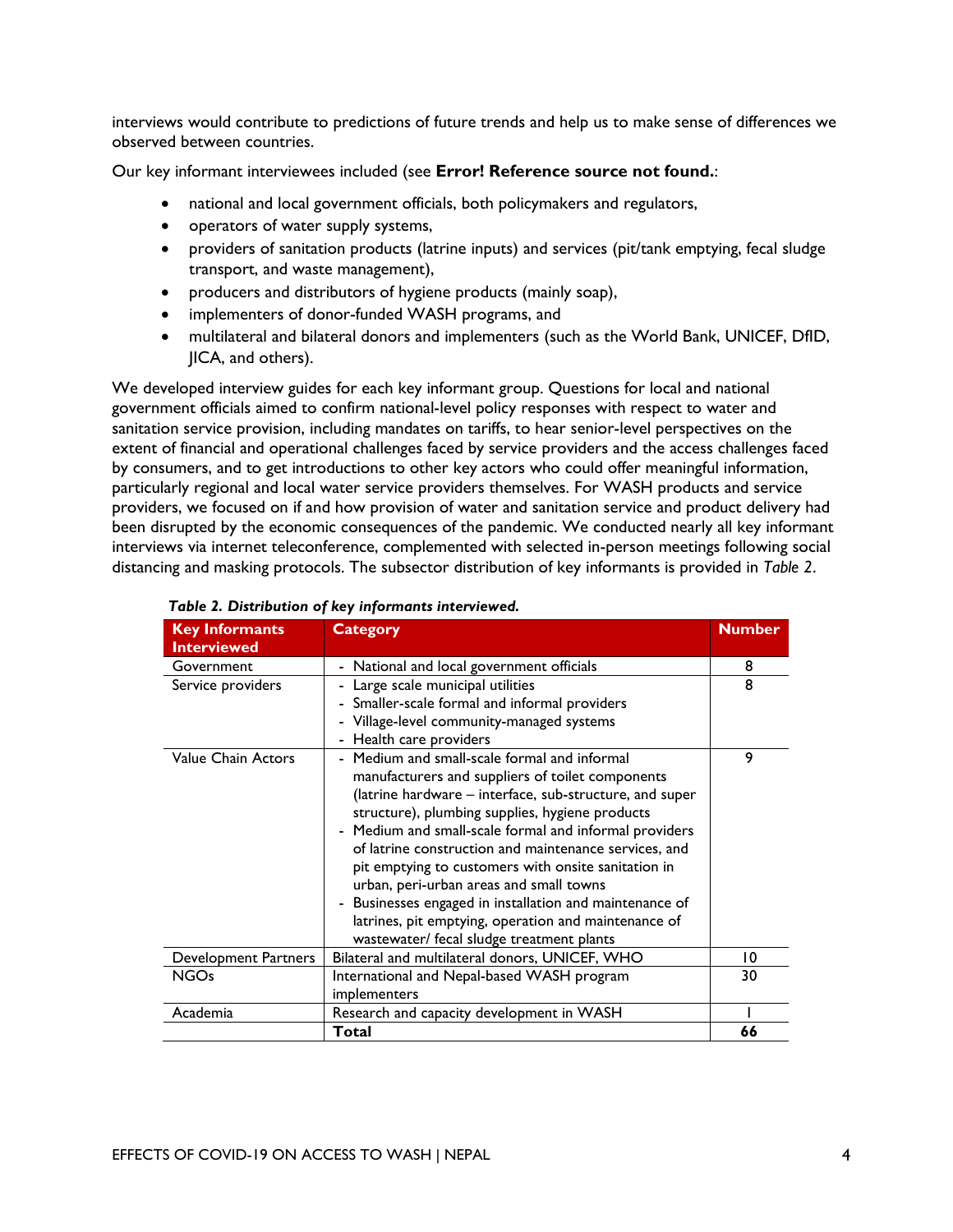interviews would contribute to predictions of future trends and help us to make sense of differences we observed between countries.

Our key informant interviewees included (see **Error! Reference source not found.**:

- national and local government officials, both policymakers and regulators,
- operators of water supply systems,
- providers of sanitation products (latrine inputs) and services (pit/tank emptying, fecal sludge transport, and waste management),
- producers and distributors of hygiene products (mainly soap),
- implementers of donor-funded WASH programs, and
- multilateral and bilateral donors and implementers (such as the World Bank, UNICEF, DfID, JICA, and others).

We developed interview guides for each key informant group. Questions for local and national government officials aimed to confirm national-level policy responses with respect to water and sanitation service provision, including mandates on tariffs, to hear senior-level perspectives on the extent of financial and operational challenges faced by service providers and the access challenges faced by consumers, and to get introductions to other key actors who could offer meaningful information, particularly regional and local water service providers themselves. For WASH products and service providers, we focused on if and how provision of water and sanitation service and product delivery had been disrupted by the economic consequences of the pandemic. We conducted nearly all key informant interviews via internet teleconference, complemented with selected in-person meetings following social distancing and masking protocols. The subsector distribution of key informants is provided in *Table 2*.

***Table 2. Distribution of key informants interviewed.***

| Key Informants Interviewed | Category | Number |
|---|---|---|
| Government | - National and local government officials | 8 |
| Service providers | - Large scale municipal utilities<br>- Smaller-scale formal and informal providers<br>- Village-level community-managed systems<br>- Health care providers | 8 |
| Value Chain Actors | - Medium and small-scale formal and informal manufacturers and suppliers of toilet components (latrine hardware – interface, sub-structure, and super structure), plumbing supplies, hygiene products<br>- Medium and small-scale formal and informal providers of latrine construction and maintenance services, and pit emptying to customers with onsite sanitation in urban, peri-urban areas and small towns<br>- Businesses engaged in installation and maintenance of latrines, pit emptying, operation and maintenance of wastewater/ fecal sludge treatment plants | 9 |
| Development Partners | Bilateral and multilateral donors, UNICEF, WHO | 10 |
| NGOs | International and Nepal-based WASH program implementers | 30 |
| Academia | Research and capacity development in WASH | 1 |
| | **Total** | **66** |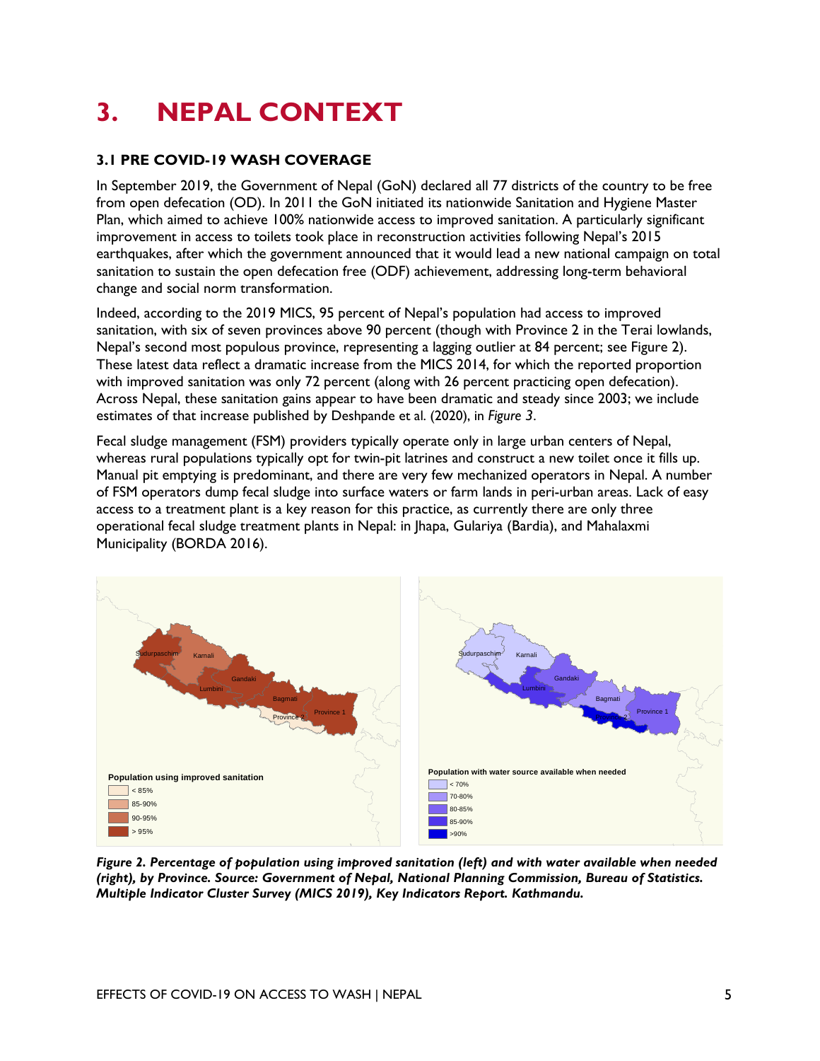# 3. NEPAL CONTEXT

## 3.1 PRE COVID-19 WASH COVERAGE

In September 2019, the Government of Nepal (GoN) declared all 77 districts of the country to be free from open defecation (OD). In 2011 the GoN initiated its nationwide Sanitation and Hygiene Master Plan, which aimed to achieve 100% nationwide access to improved sanitation. A particularly significant improvement in access to toilets took place in reconstruction activities following Nepal's 2015 earthquakes, after which the government announced that it would lead a new national campaign on total sanitation to sustain the open defecation free (ODF) achievement, addressing long-term behavioral change and social norm transformation.

Indeed, according to the 2019 MICS, 95 percent of Nepal's population had access to improved sanitation, with six of seven provinces above 90 percent (though with Province 2 in the Terai lowlands, Nepal's second most populous province, representing a lagging outlier at 84 percent; see Figure 2). These latest data reflect a dramatic increase from the MICS 2014, for which the reported proportion with improved sanitation was only 72 percent (along with 26 percent practicing open defecation). Across Nepal, these sanitation gains appear to have been dramatic and steady since 2003; we include estimates of that increase published by Deshpande et al. (2020), in *Figure 3*.

Fecal sludge management (FSM) providers typically operate only in large urban centers of Nepal, whereas rural populations typically opt for twin-pit latrines and construct a new toilet once it fills up. Manual pit emptying is predominant, and there are very few mechanized operators in Nepal. A number of FSM operators dump fecal sludge into surface waters or farm lands in peri-urban areas. Lack of easy access to a treatment plant is a key reason for this practice, as currently there are only three operational fecal sludge treatment plants in Nepal: in Jhapa, Gulariya (Bardia), and Mahalaxmi Municipality (BORDA 2016).

***Figure 2. Percentage of population using improved sanitation (left) and with water available when needed (right), by Province. Source: Government of Nepal, National Planning Commission, Bureau of Statistics. Multiple Indicator Cluster Survey (MICS 2019), Key Indicators Report. Kathmandu.***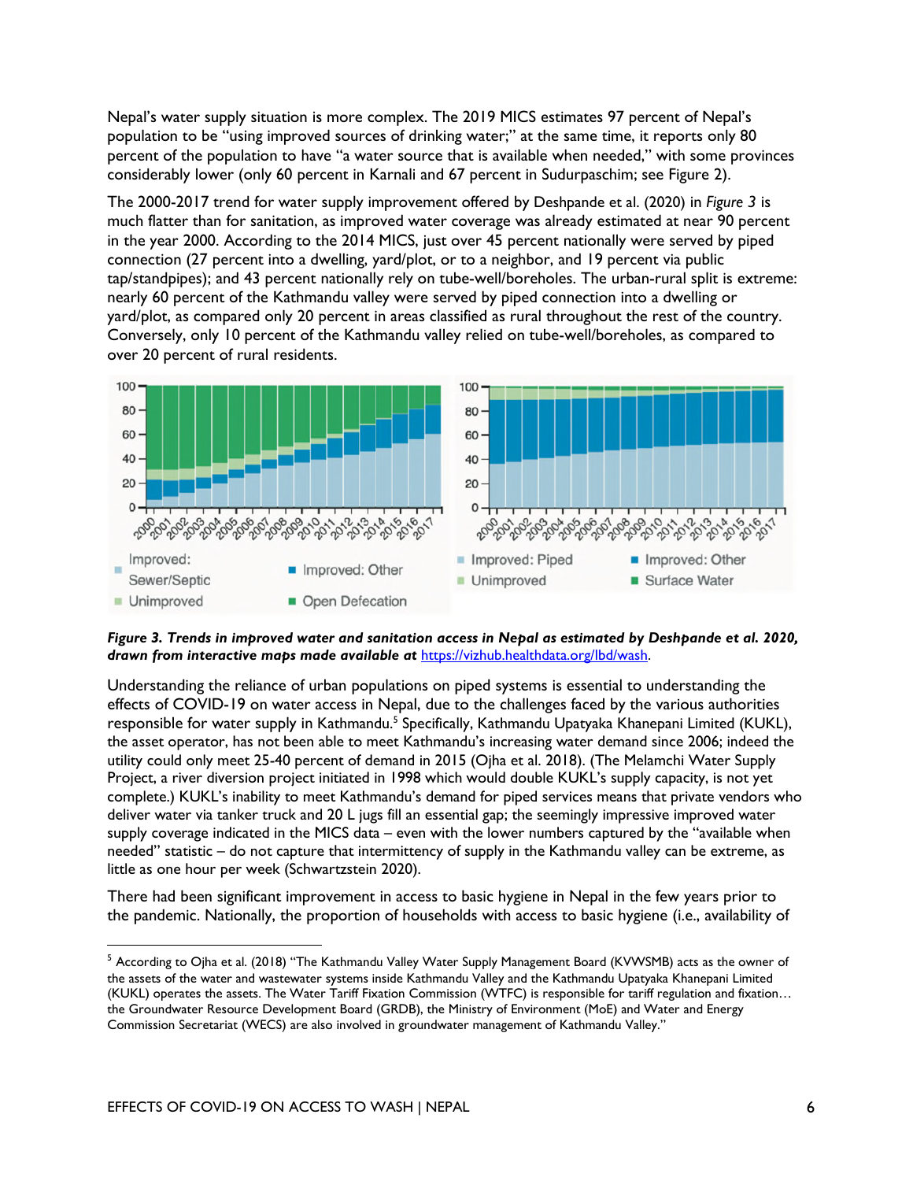Nepal's water supply situation is more complex. The 2019 MICS estimates 97 percent of Nepal's population to be "using improved sources of drinking water;" at the same time, it reports only 80 percent of the population to have "a water source that is available when needed," with some provinces considerably lower (only 60 percent in Karnali and 67 percent in Sudurpaschim; see Figure 2).

The 2000-2017 trend for water supply improvement offered by Deshpande et al. (2020) in *Figure 3* is much flatter than for sanitation, as improved water coverage was already estimated at near 90 percent in the year 2000. According to the 2014 MICS, just over 45 percent nationally were served by piped connection (27 percent into a dwelling, yard/plot, or to a neighbor, and 19 percent via public tap/standpipes); and 43 percent nationally rely on tube-well/boreholes. The urban-rural split is extreme: nearly 60 percent of the Kathmandu valley were served by piped connection into a dwelling or yard/plot, as compared only 20 percent in areas classified as rural throughout the rest of the country. Conversely, only 10 percent of the Kathmandu valley relied on tube-well/boreholes, as compared to over 20 percent of rural residents.

***Figure 3. Trends in improved water and sanitation access in Nepal as estimated by Deshpande et al. 2020, drawn from interactive maps made available at*** https://vizhub.healthdata.org/lbd/wash.

Understanding the reliance of urban populations on piped systems is essential to understanding the effects of COVID-19 on water access in Nepal, due to the challenges faced by the various authorities responsible for water supply in Kathmandu.[5] Specifically, Kathmandu Upatyaka Khanepani Limited (KUKL), the asset operator, has not been able to meet Kathmandu's increasing water demand since 2006; indeed the utility could only meet 25-40 percent of demand in 2015 (Ojha et al. 2018). (The Melamchi Water Supply Project, a river diversion project initiated in 1998 which would double KUKL's supply capacity, is not yet complete.) KUKL's inability to meet Kathmandu's demand for piped services means that private vendors who deliver water via tanker truck and 20 L jugs fill an essential gap; the seemingly impressive improved water supply coverage indicated in the MICS data – even with the lower numbers captured by the "available when needed" statistic – do not capture that intermittency of supply in the Kathmandu valley can be extreme, as little as one hour per week (Schwartzstein 2020).

There had been significant improvement in access to basic hygiene in Nepal in the few years prior to the pandemic. Nationally, the proportion of households with access to basic hygiene (i.e., availability of

[5] According to Ojha et al. (2018) "The Kathmandu Valley Water Supply Management Board (KVWSMB) acts as the owner of the assets of the water and wastewater systems inside Kathmandu Valley and the Kathmandu Upatyaka Khanepani Limited (KUKL) operates the assets. The Water Tariff Fixation Commission (WTFC) is responsible for tariff regulation and fixation… the Groundwater Resource Development Board (GRDB), the Ministry of Environment (MoE) and Water and Energy Commission Secretariat (WECS) are also involved in groundwater management of Kathmandu Valley."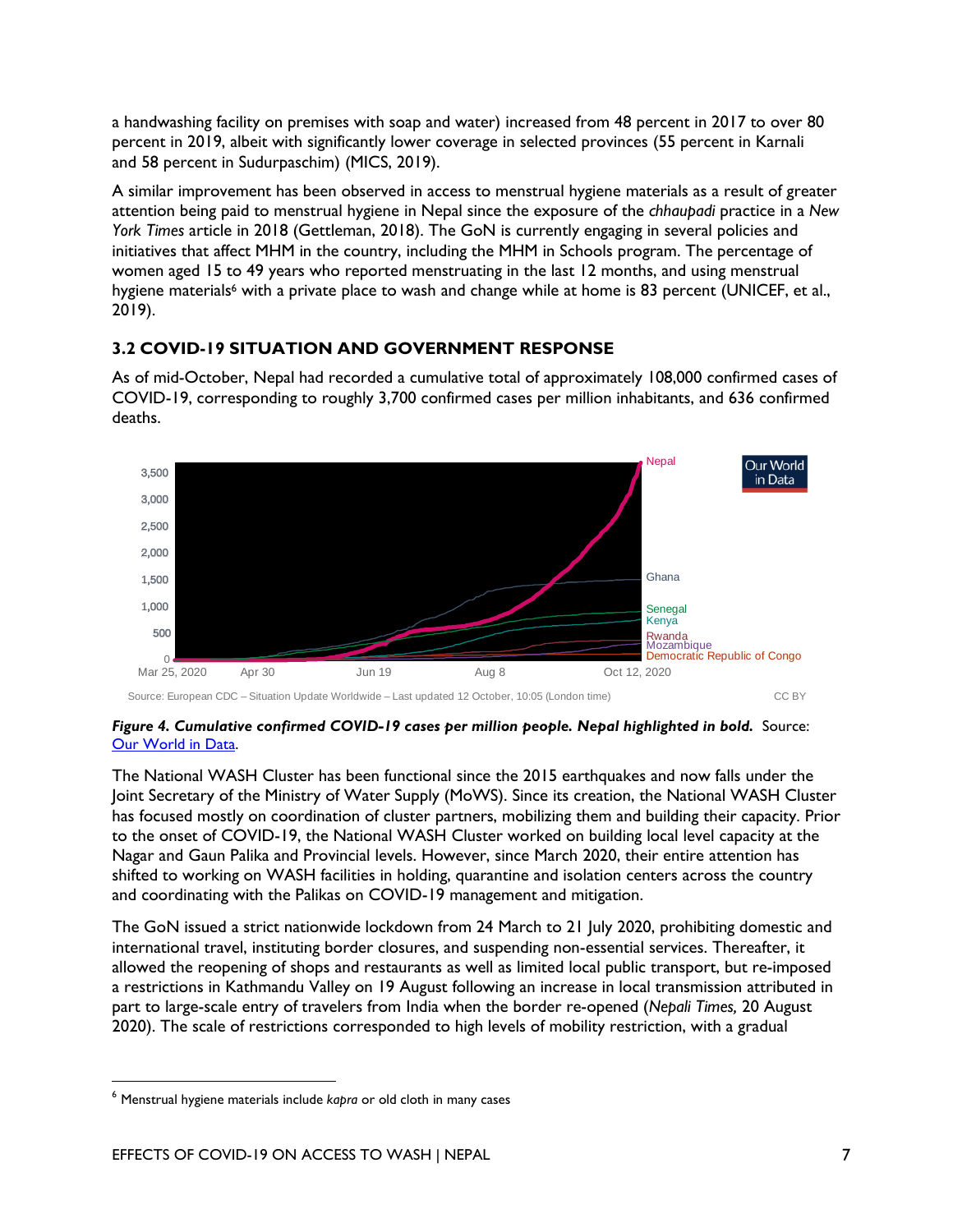a handwashing facility on premises with soap and water) increased from 48 percent in 2017 to over 80 percent in 2019, albeit with significantly lower coverage in selected provinces (55 percent in Karnali and 58 percent in Sudurpaschim) (MICS, 2019).

A similar improvement has been observed in access to menstrual hygiene materials as a result of greater attention being paid to menstrual hygiene in Nepal since the exposure of the *chhaupadi* practice in a *New York Times* article in 2018 (Gettleman, 2018). The GoN is currently engaging in several policies and initiatives that affect MHM in the country, including the MHM in Schools program. The percentage of women aged 15 to 49 years who reported menstruating in the last 12 months, and using menstrual hygiene materials[6] with a private place to wash and change while at home is 83 percent (UNICEF, et al., 2019).

### 3.2 COVID-19 SITUATION AND GOVERNMENT RESPONSE

As of mid-October, Nepal had recorded a cumulative total of approximately 108,000 confirmed cases of COVID-19, corresponding to roughly 3,700 confirmed cases per million inhabitants, and 636 confirmed deaths.

***Figure 4. Cumulative confirmed COVID-19 cases per million people. Nepal highlighted in bold.*** Source: [Our World in Data](Our World in Data).

The National WASH Cluster has been functional since the 2015 earthquakes and now falls under the Joint Secretary of the Ministry of Water Supply (MoWS). Since its creation, the National WASH Cluster has focused mostly on coordination of cluster partners, mobilizing them and building their capacity. Prior to the onset of COVID-19, the National WASH Cluster worked on building local level capacity at the Nagar and Gaun Palika and Provincial levels. However, since March 2020, their entire attention has shifted to working on WASH facilities in holding, quarantine and isolation centers across the country and coordinating with the Palikas on COVID-19 management and mitigation.

The GoN issued a strict nationwide lockdown from 24 March to 21 July 2020, prohibiting domestic and international travel, instituting border closures, and suspending non-essential services. Thereafter, it allowed the reopening of shops and restaurants as well as limited local public transport, but re-imposed a restrictions in Kathmandu Valley on 19 August following an increase in local transmission attributed in part to large-scale entry of travelers from India when the border re-opened (*Nepali Times,* 20 August 2020). The scale of restrictions corresponded to high levels of mobility restriction, with a gradual

[6] Menstrual hygiene materials include *kapra* or old cloth in many cases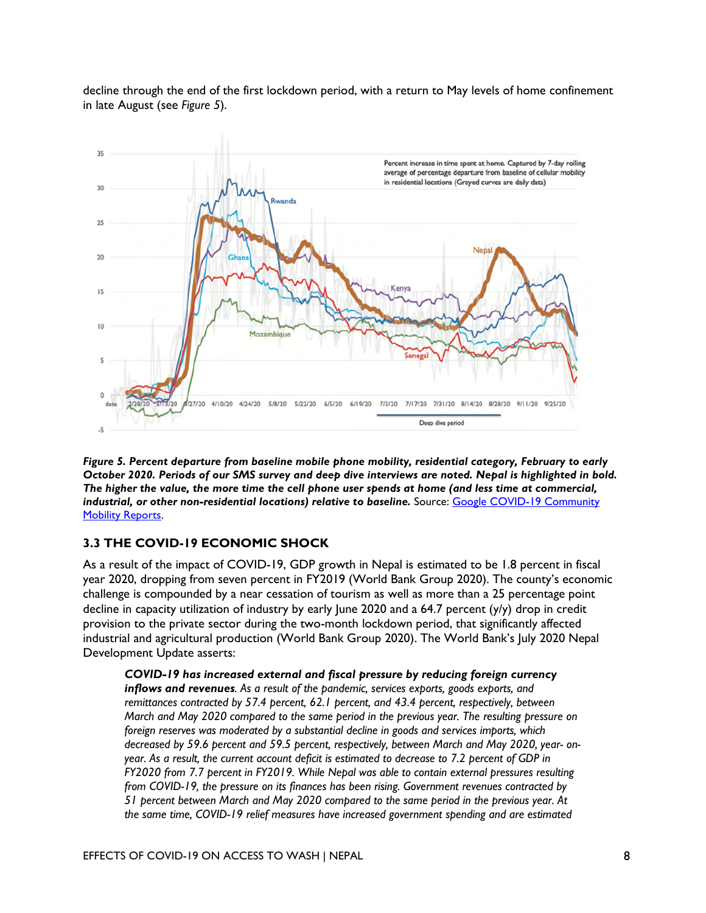decline through the end of the first lockdown period, with a return to May levels of home confinement in late August (see *Figure 5*).

***Figure 5. Percent departure from baseline mobile phone mobility, residential category, February to early October 2020. Periods of our SMS survey and deep dive interviews are noted. Nepal is highlighted in bold. The higher the value, the more time the cell phone user spends at home (and less time at commercial, industrial, or other non-residential locations) relative to baseline.*** Source: [Google COVID-19 Community Mobility Reports](#).

### 3.3 THE COVID-19 ECONOMIC SHOCK

As a result of the impact of COVID-19, GDP growth in Nepal is estimated to be 1.8 percent in fiscal year 2020, dropping from seven percent in FY2019 (World Bank Group 2020). The county's economic challenge is compounded by a near cessation of tourism as well as more than a 25 percentage point decline in capacity utilization of industry by early June 2020 and a 64.7 percent (y/y) drop in credit provision to the private sector during the two-month lockdown period, that significantly affected industrial and agricultural production (World Bank Group 2020). The World Bank's July 2020 Nepal Development Update asserts:

> ***COVID-19 has increased external and fiscal pressure by reducing foreign currency inflows and revenues****. As a result of the pandemic, services exports, goods exports, and remittances contracted by 57.4 percent, 62.1 percent, and 43.4 percent, respectively, between March and May 2020 compared to the same period in the previous year. The resulting pressure on foreign reserves was moderated by a substantial decline in goods and services imports, which decreased by 59.6 percent and 59.5 percent, respectively, between March and May 2020, year- on-year. As a result, the current account deficit is estimated to decrease to 7.2 percent of GDP in FY2020 from 7.7 percent in FY2019. While Nepal was able to contain external pressures resulting from COVID-19, the pressure on its finances has been rising. Government revenues contracted by 51 percent between March and May 2020 compared to the same period in the previous year. At the same time, COVID-19 relief measures have increased government spending and are estimated*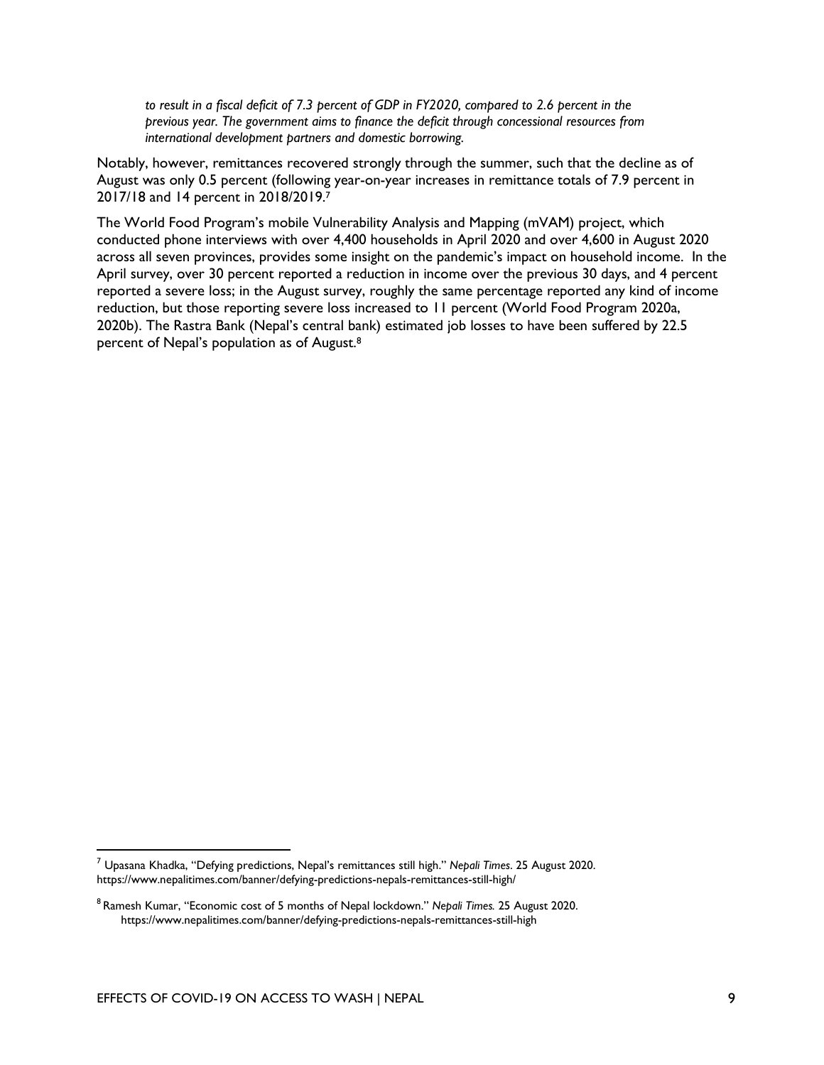*to result in a fiscal deficit of 7.3 percent of GDP in FY2020, compared to 2.6 percent in the previous year. The government aims to finance the deficit through concessional resources from international development partners and domestic borrowing.*

Notably, however, remittances recovered strongly through the summer, such that the decline as of August was only 0.5 percent (following year-on-year increases in remittance totals of 7.9 percent in 2017/18 and 14 percent in 2018/2019.[7]

The World Food Program's mobile Vulnerability Analysis and Mapping (mVAM) project, which conducted phone interviews with over 4,400 households in April 2020 and over 4,600 in August 2020 across all seven provinces, provides some insight on the pandemic's impact on household income. In the April survey, over 30 percent reported a reduction in income over the previous 30 days, and 4 percent reported a severe loss; in the August survey, roughly the same percentage reported any kind of income reduction, but those reporting severe loss increased to 11 percent (World Food Program 2020a, 2020b). The Rastra Bank (Nepal's central bank) estimated job losses to have been suffered by 22.5 percent of Nepal's population as of August.[8]

---

[7] Upasana Khadka, "Defying predictions, Nepal's remittances still high." *Nepali Times*. 25 August 2020. https://www.nepalitimes.com/banner/defying-predictions-nepals-remittances-still-high/

[8] Ramesh Kumar, "Economic cost of 5 months of Nepal lockdown." *Nepali Times.* 25 August 2020. https://www.nepalitimes.com/banner/defying-predictions-nepals-remittances-still-high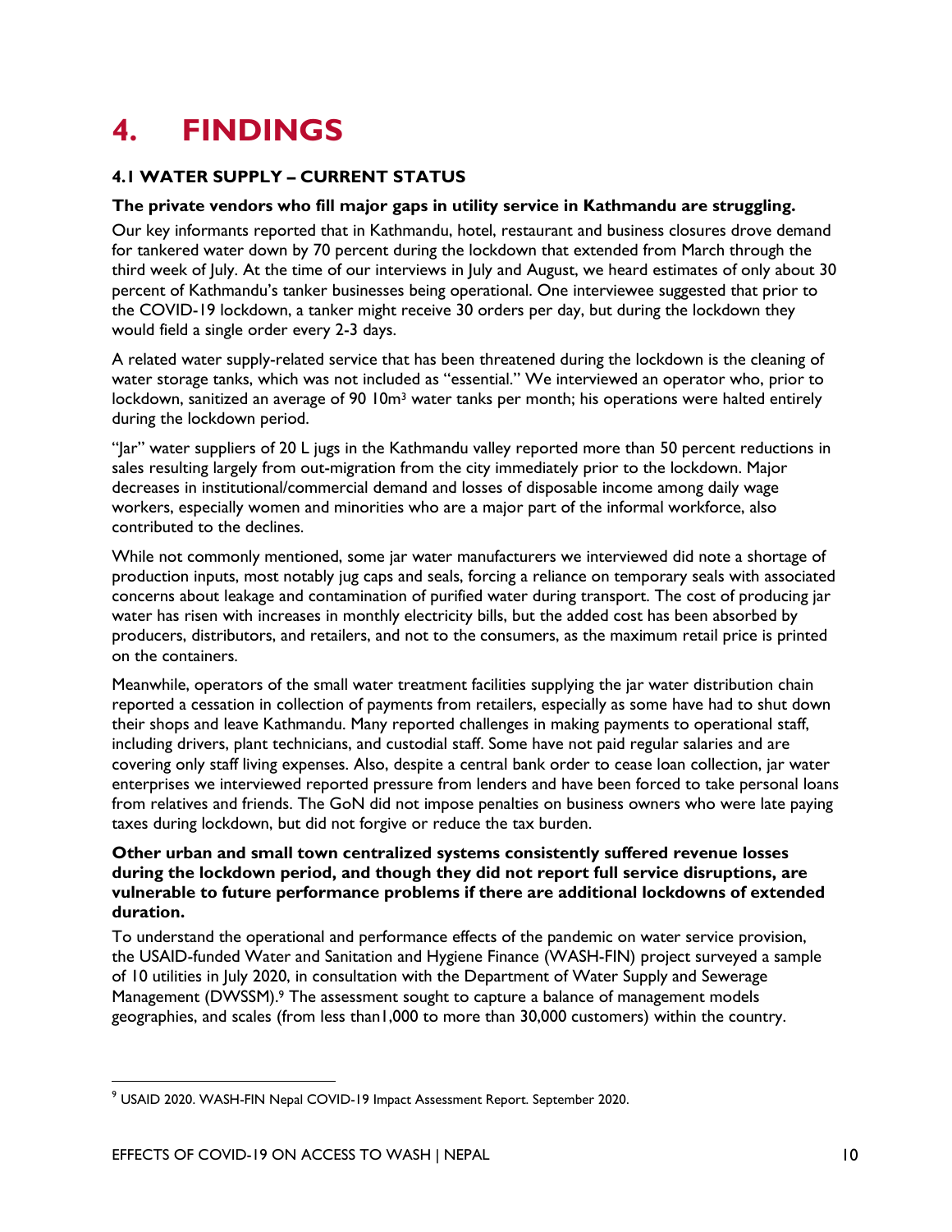# 4. FINDINGS

## 4.1 WATER SUPPLY – CURRENT STATUS

**The private vendors who fill major gaps in utility service in Kathmandu are struggling.**

Our key informants reported that in Kathmandu, hotel, restaurant and business closures drove demand for tankered water down by 70 percent during the lockdown that extended from March through the third week of July. At the time of our interviews in July and August, we heard estimates of only about 30 percent of Kathmandu's tanker businesses being operational. One interviewee suggested that prior to the COVID-19 lockdown, a tanker might receive 30 orders per day, but during the lockdown they would field a single order every 2-3 days.

A related water supply-related service that has been threatened during the lockdown is the cleaning of water storage tanks, which was not included as "essential." We interviewed an operator who, prior to lockdown, sanitized an average of 90 10m$^3$ water tanks per month; his operations were halted entirely during the lockdown period.

"Jar" water suppliers of 20 L jugs in the Kathmandu valley reported more than 50 percent reductions in sales resulting largely from out-migration from the city immediately prior to the lockdown. Major decreases in institutional/commercial demand and losses of disposable income among daily wage workers, especially women and minorities who are a major part of the informal workforce, also contributed to the declines.

While not commonly mentioned, some jar water manufacturers we interviewed did note a shortage of production inputs, most notably jug caps and seals, forcing a reliance on temporary seals with associated concerns about leakage and contamination of purified water during transport. The cost of producing jar water has risen with increases in monthly electricity bills, but the added cost has been absorbed by producers, distributors, and retailers, and not to the consumers, as the maximum retail price is printed on the containers.

Meanwhile, operators of the small water treatment facilities supplying the jar water distribution chain reported a cessation in collection of payments from retailers, especially as some have had to shut down their shops and leave Kathmandu. Many reported challenges in making payments to operational staff, including drivers, plant technicians, and custodial staff. Some have not paid regular salaries and are covering only staff living expenses. Also, despite a central bank order to cease loan collection, jar water enterprises we interviewed reported pressure from lenders and have been forced to take personal loans from relatives and friends. The GoN did not impose penalties on business owners who were late paying taxes during lockdown, but did not forgive or reduce the tax burden.

**Other urban and small town centralized systems consistently suffered revenue losses during the lockdown period, and though they did not report full service disruptions, are vulnerable to future performance problems if there are additional lockdowns of extended duration.**

To understand the operational and performance effects of the pandemic on water service provision, the USAID-funded Water and Sanitation and Hygiene Finance (WASH-FIN) project surveyed a sample of 10 utilities in July 2020, in consultation with the Department of Water Supply and Sewerage Management (DWSSM).[9] The assessment sought to capture a balance of management models geographies, and scales (from less than1,000 to more than 30,000 customers) within the country.

---

[9] USAID 2020. WASH-FIN Nepal COVID-19 Impact Assessment Report. September 2020.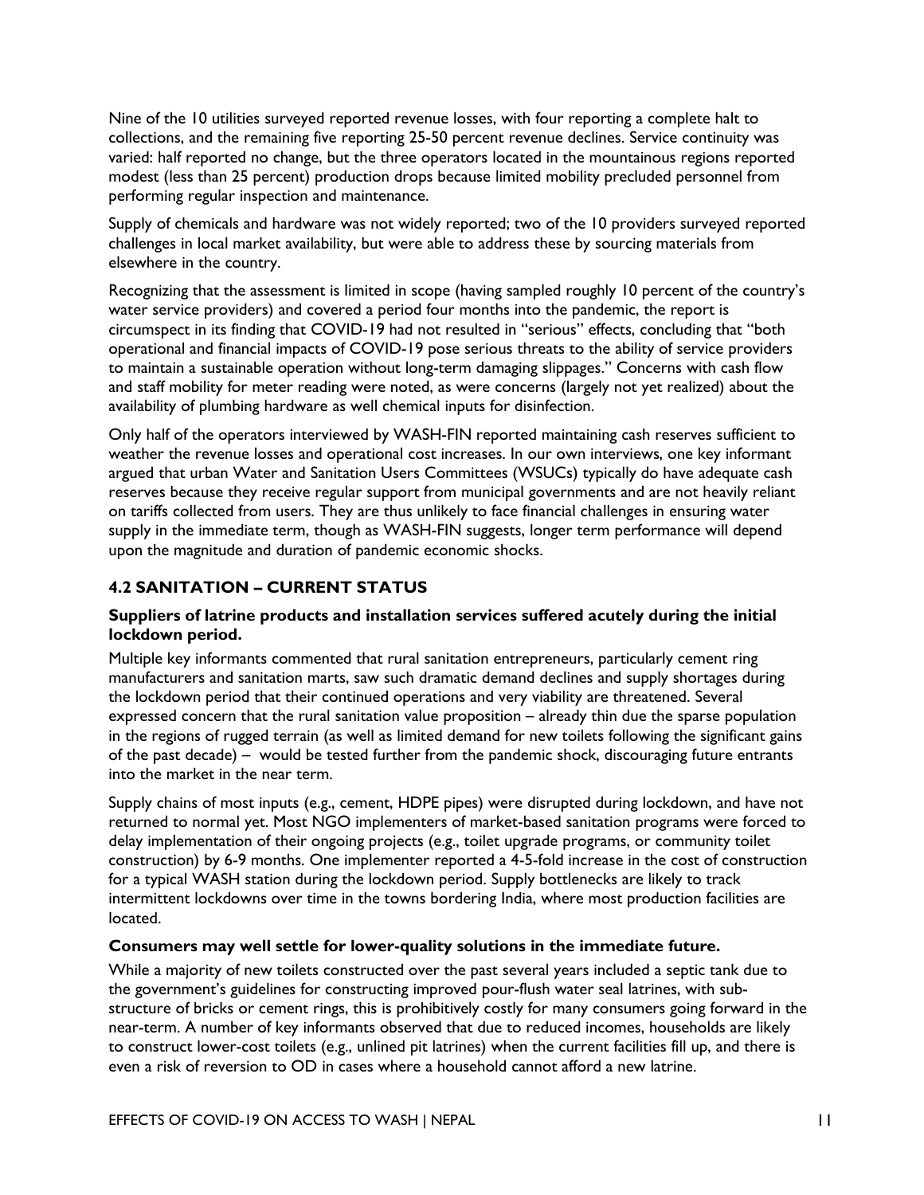Nine of the 10 utilities surveyed reported revenue losses, with four reporting a complete halt to collections, and the remaining five reporting 25-50 percent revenue declines. Service continuity was varied: half reported no change, but the three operators located in the mountainous regions reported modest (less than 25 percent) production drops because limited mobility precluded personnel from performing regular inspection and maintenance.

Supply of chemicals and hardware was not widely reported; two of the 10 providers surveyed reported challenges in local market availability, but were able to address these by sourcing materials from elsewhere in the country.

Recognizing that the assessment is limited in scope (having sampled roughly 10 percent of the country's water service providers) and covered a period four months into the pandemic, the report is circumspect in its finding that COVID-19 had not resulted in "serious" effects, concluding that "both operational and financial impacts of COVID-19 pose serious threats to the ability of service providers to maintain a sustainable operation without long-term damaging slippages." Concerns with cash flow and staff mobility for meter reading were noted, as were concerns (largely not yet realized) about the availability of plumbing hardware as well chemical inputs for disinfection.

Only half of the operators interviewed by WASH-FIN reported maintaining cash reserves sufficient to weather the revenue losses and operational cost increases. In our own interviews, one key informant argued that urban Water and Sanitation Users Committees (WSUCs) typically do have adequate cash reserves because they receive regular support from municipal governments and are not heavily reliant on tariffs collected from users. They are thus unlikely to face financial challenges in ensuring water supply in the immediate term, though as WASH-FIN suggests, longer term performance will depend upon the magnitude and duration of pandemic economic shocks.

## 4.2 SANITATION – CURRENT STATUS

**Suppliers of latrine products and installation services suffered acutely during the initial lockdown period.**

Multiple key informants commented that rural sanitation entrepreneurs, particularly cement ring manufacturers and sanitation marts, saw such dramatic demand declines and supply shortages during the lockdown period that their continued operations and very viability are threatened. Several expressed concern that the rural sanitation value proposition – already thin due the sparse population in the regions of rugged terrain (as well as limited demand for new toilets following the significant gains of the past decade) – would be tested further from the pandemic shock, discouraging future entrants into the market in the near term.

Supply chains of most inputs (e.g., cement, HDPE pipes) were disrupted during lockdown, and have not returned to normal yet. Most NGO implementers of market-based sanitation programs were forced to delay implementation of their ongoing projects (e.g., toilet upgrade programs, or community toilet construction) by 6-9 months. One implementer reported a 4-5-fold increase in the cost of construction for a typical WASH station during the lockdown period. Supply bottlenecks are likely to track intermittent lockdowns over time in the towns bordering India, where most production facilities are located.

**Consumers may well settle for lower-quality solutions in the immediate future.**

While a majority of new toilets constructed over the past several years included a septic tank due to the government's guidelines for constructing improved pour-flush water seal latrines, with sub-structure of bricks or cement rings, this is prohibitively costly for many consumers going forward in the near-term. A number of key informants observed that due to reduced incomes, households are likely to construct lower-cost toilets (e.g., unlined pit latrines) when the current facilities fill up, and there is even a risk of reversion to OD in cases where a household cannot afford a new latrine.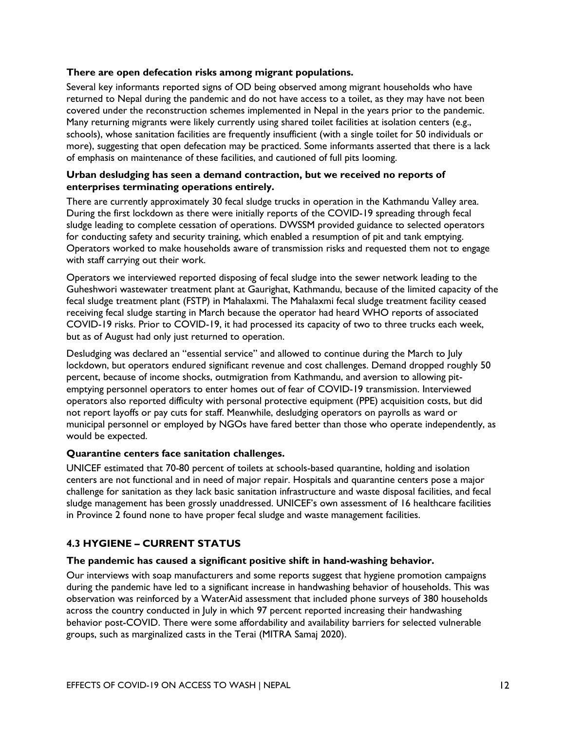**There are open defecation risks among migrant populations.**

Several key informants reported signs of OD being observed among migrant households who have returned to Nepal during the pandemic and do not have access to a toilet, as they may have not been covered under the reconstruction schemes implemented in Nepal in the years prior to the pandemic. Many returning migrants were likely currently using shared toilet facilities at isolation centers (e.g., schools), whose sanitation facilities are frequently insufficient (with a single toilet for 50 individuals or more), suggesting that open defecation may be practiced. Some informants asserted that there is a lack of emphasis on maintenance of these facilities, and cautioned of full pits looming.

**Urban desludging has seen a demand contraction, but we received no reports of enterprises terminating operations entirely.**

There are currently approximately 30 fecal sludge trucks in operation in the Kathmandu Valley area. During the first lockdown as there were initially reports of the COVID-19 spreading through fecal sludge leading to complete cessation of operations. DWSSM provided guidance to selected operators for conducting safety and security training, which enabled a resumption of pit and tank emptying. Operators worked to make households aware of transmission risks and requested them not to engage with staff carrying out their work.

Operators we interviewed reported disposing of fecal sludge into the sewer network leading to the Guheshwori wastewater treatment plant at Gaurighat, Kathmandu, because of the limited capacity of the fecal sludge treatment plant (FSTP) in Mahalaxmi. The Mahalaxmi fecal sludge treatment facility ceased receiving fecal sludge starting in March because the operator had heard WHO reports of associated COVID-19 risks. Prior to COVID-19, it had processed its capacity of two to three trucks each week, but as of August had only just returned to operation.

Desludging was declared an "essential service" and allowed to continue during the March to July lockdown, but operators endured significant revenue and cost challenges. Demand dropped roughly 50 percent, because of income shocks, outmigration from Kathmandu, and aversion to allowing pit-emptying personnel operators to enter homes out of fear of COVID-19 transmission. Interviewed operators also reported difficulty with personal protective equipment (PPE) acquisition costs, but did not report layoffs or pay cuts for staff. Meanwhile, desludging operators on payrolls as ward or municipal personnel or employed by NGOs have fared better than those who operate independently, as would be expected.

**Quarantine centers face sanitation challenges.**

UNICEF estimated that 70-80 percent of toilets at schools-based quarantine, holding and isolation centers are not functional and in need of major repair. Hospitals and quarantine centers pose a major challenge for sanitation as they lack basic sanitation infrastructure and waste disposal facilities, and fecal sludge management has been grossly unaddressed. UNICEF's own assessment of 16 healthcare facilities in Province 2 found none to have proper fecal sludge and waste management facilities.

### 4.3 HYGIENE – CURRENT STATUS

**The pandemic has caused a significant positive shift in hand-washing behavior.**

Our interviews with soap manufacturers and some reports suggest that hygiene promotion campaigns during the pandemic have led to a significant increase in handwashing behavior of households. This was observation was reinforced by a WaterAid assessment that included phone surveys of 380 households across the country conducted in July in which 97 percent reported increasing their handwashing behavior post-COVID. There were some affordability and availability barriers for selected vulnerable groups, such as marginalized casts in the Terai (MITRA Samaj 2020).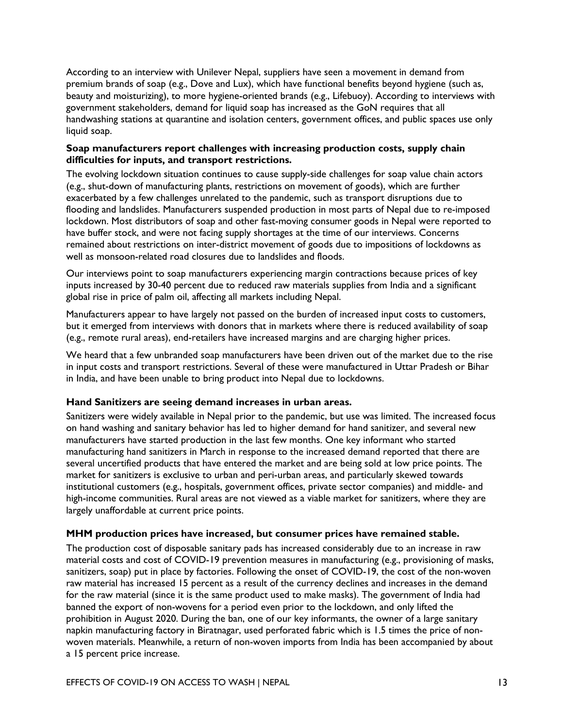According to an interview with Unilever Nepal, suppliers have seen a movement in demand from premium brands of soap (e.g., Dove and Lux), which have functional benefits beyond hygiene (such as, beauty and moisturizing), to more hygiene-oriented brands (e.g., Lifebuoy). According to interviews with government stakeholders, demand for liquid soap has increased as the GoN requires that all handwashing stations at quarantine and isolation centers, government offices, and public spaces use only liquid soap.

**Soap manufacturers report challenges with increasing production costs, supply chain difficulties for inputs, and transport restrictions.**

The evolving lockdown situation continues to cause supply-side challenges for soap value chain actors (e.g., shut-down of manufacturing plants, restrictions on movement of goods), which are further exacerbated by a few challenges unrelated to the pandemic, such as transport disruptions due to flooding and landslides. Manufacturers suspended production in most parts of Nepal due to re-imposed lockdown. Most distributors of soap and other fast-moving consumer goods in Nepal were reported to have buffer stock, and were not facing supply shortages at the time of our interviews. Concerns remained about restrictions on inter-district movement of goods due to impositions of lockdowns as well as monsoon-related road closures due to landslides and floods.

Our interviews point to soap manufacturers experiencing margin contractions because prices of key inputs increased by 30-40 percent due to reduced raw materials supplies from India and a significant global rise in price of palm oil, affecting all markets including Nepal.

Manufacturers appear to have largely not passed on the burden of increased input costs to customers, but it emerged from interviews with donors that in markets where there is reduced availability of soap (e.g., remote rural areas), end-retailers have increased margins and are charging higher prices.

We heard that a few unbranded soap manufacturers have been driven out of the market due to the rise in input costs and transport restrictions. Several of these were manufactured in Uttar Pradesh or Bihar in India, and have been unable to bring product into Nepal due to lockdowns.

**Hand Sanitizers are seeing demand increases in urban areas.**

Sanitizers were widely available in Nepal prior to the pandemic, but use was limited. The increased focus on hand washing and sanitary behavior has led to higher demand for hand sanitizer, and several new manufacturers have started production in the last few months. One key informant who started manufacturing hand sanitizers in March in response to the increased demand reported that there are several uncertified products that have entered the market and are being sold at low price points. The market for sanitizers is exclusive to urban and peri-urban areas, and particularly skewed towards institutional customers (e.g., hospitals, government offices, private sector companies) and middle- and high-income communities. Rural areas are not viewed as a viable market for sanitizers, where they are largely unaffordable at current price points.

**MHM production prices have increased, but consumer prices have remained stable.**

The production cost of disposable sanitary pads has increased considerably due to an increase in raw material costs and cost of COVID-19 prevention measures in manufacturing (e.g., provisioning of masks, sanitizers, soap) put in place by factories. Following the onset of COVID-19, the cost of the non-woven raw material has increased 15 percent as a result of the currency declines and increases in the demand for the raw material (since it is the same product used to make masks). The government of India had banned the export of non-wovens for a period even prior to the lockdown, and only lifted the prohibition in August 2020. During the ban, one of our key informants, the owner of a large sanitary napkin manufacturing factory in Biratnagar, used perforated fabric which is 1.5 times the price of non-woven materials. Meanwhile, a return of non-woven imports from India has been accompanied by about a 15 percent price increase.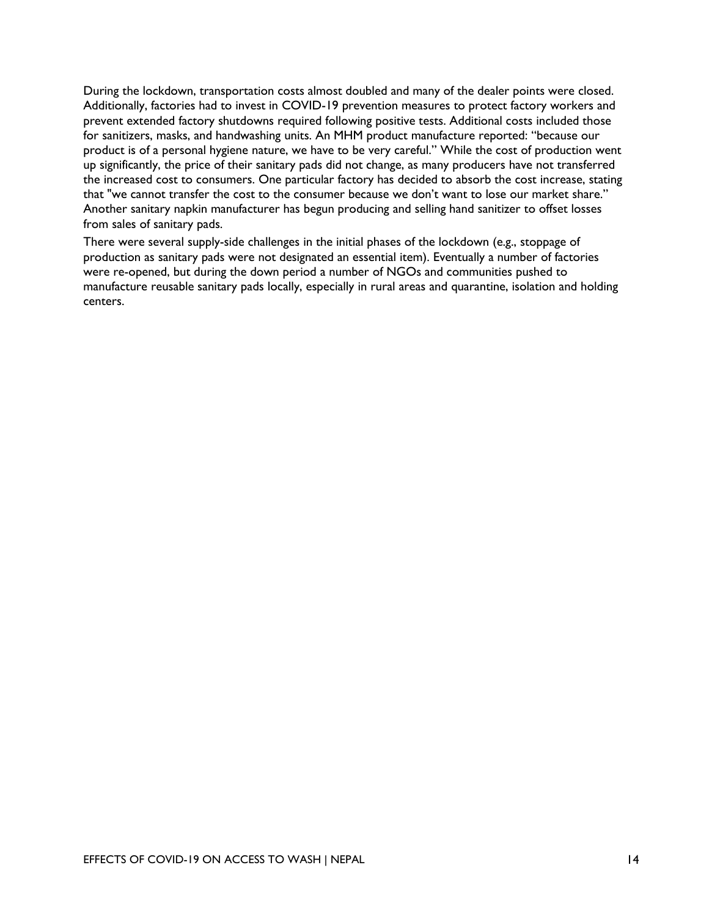During the lockdown, transportation costs almost doubled and many of the dealer points were closed. Additionally, factories had to invest in COVID-19 prevention measures to protect factory workers and prevent extended factory shutdowns required following positive tests. Additional costs included those for sanitizers, masks, and handwashing units. An MHM product manufacture reported: "because our product is of a personal hygiene nature, we have to be very careful." While the cost of production went up significantly, the price of their sanitary pads did not change, as many producers have not transferred the increased cost to consumers. One particular factory has decided to absorb the cost increase, stating that "we cannot transfer the cost to the consumer because we don't want to lose our market share." Another sanitary napkin manufacturer has begun producing and selling hand sanitizer to offset losses from sales of sanitary pads.

There were several supply-side challenges in the initial phases of the lockdown (e.g., stoppage of production as sanitary pads were not designated an essential item). Eventually a number of factories were re-opened, but during the down period a number of NGOs and communities pushed to manufacture reusable sanitary pads locally, especially in rural areas and quarantine, isolation and holding centers.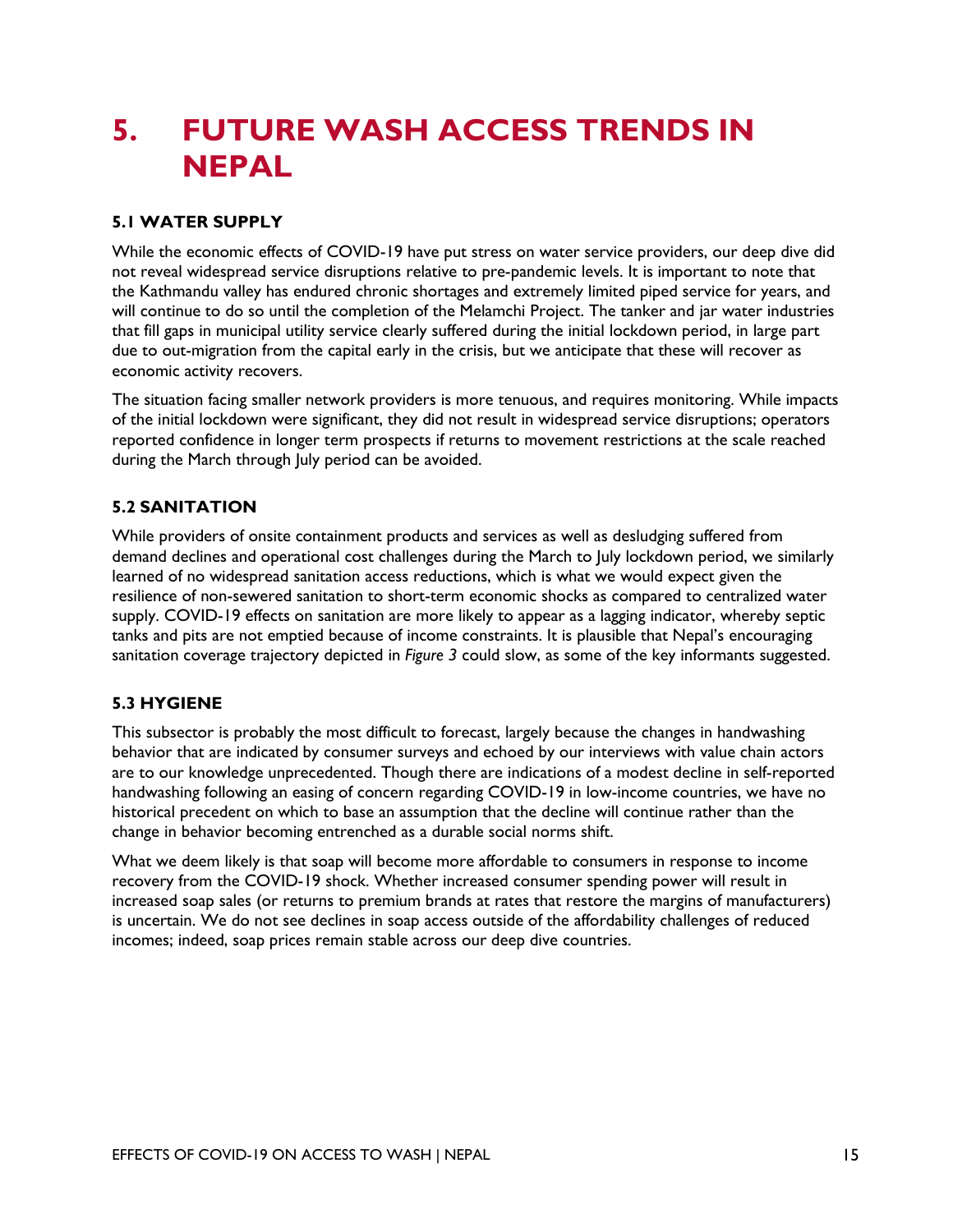# 5. FUTURE WASH ACCESS TRENDS IN NEPAL

## 5.1 WATER SUPPLY

While the economic effects of COVID-19 have put stress on water service providers, our deep dive did not reveal widespread service disruptions relative to pre-pandemic levels. It is important to note that the Kathmandu valley has endured chronic shortages and extremely limited piped service for years, and will continue to do so until the completion of the Melamchi Project. The tanker and jar water industries that fill gaps in municipal utility service clearly suffered during the initial lockdown period, in large part due to out-migration from the capital early in the crisis, but we anticipate that these will recover as economic activity recovers.

The situation facing smaller network providers is more tenuous, and requires monitoring. While impacts of the initial lockdown were significant, they did not result in widespread service disruptions; operators reported confidence in longer term prospects if returns to movement restrictions at the scale reached during the March through July period can be avoided.

## 5.2 SANITATION

While providers of onsite containment products and services as well as desludging suffered from demand declines and operational cost challenges during the March to July lockdown period, we similarly learned of no widespread sanitation access reductions, which is what we would expect given the resilience of non-sewered sanitation to short-term economic shocks as compared to centralized water supply. COVID-19 effects on sanitation are more likely to appear as a lagging indicator, whereby septic tanks and pits are not emptied because of income constraints. It is plausible that Nepal's encouraging sanitation coverage trajectory depicted in *Figure 3* could slow, as some of the key informants suggested.

## 5.3 HYGIENE

This subsector is probably the most difficult to forecast, largely because the changes in handwashing behavior that are indicated by consumer surveys and echoed by our interviews with value chain actors are to our knowledge unprecedented. Though there are indications of a modest decline in self-reported handwashing following an easing of concern regarding COVID-19 in low-income countries, we have no historical precedent on which to base an assumption that the decline will continue rather than the change in behavior becoming entrenched as a durable social norms shift.

What we deem likely is that soap will become more affordable to consumers in response to income recovery from the COVID-19 shock. Whether increased consumer spending power will result in increased soap sales (or returns to premium brands at rates that restore the margins of manufacturers) is uncertain. We do not see declines in soap access outside of the affordability challenges of reduced incomes; indeed, soap prices remain stable across our deep dive countries.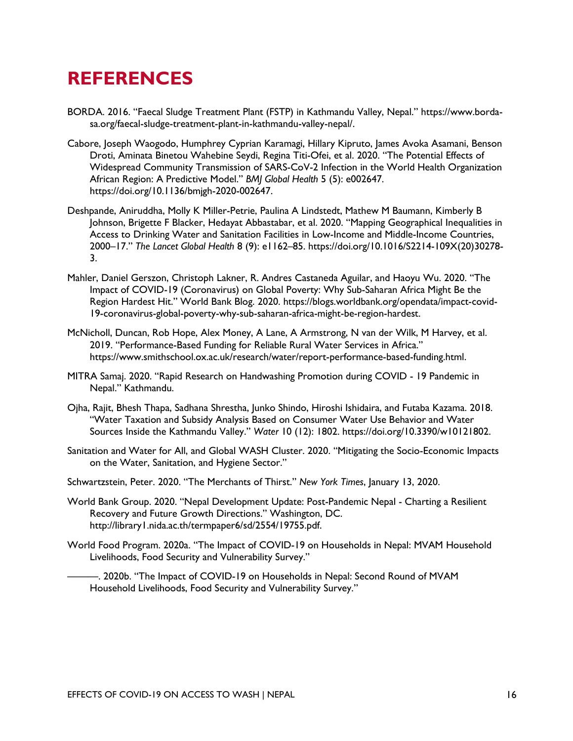# REFERENCES

BORDA. 2016. "Faecal Sludge Treatment Plant (FSTP) in Kathmandu Valley, Nepal." https://www.borda-sa.org/faecal-sludge-treatment-plant-in-kathmandu-valley-nepal/.

Cabore, Joseph Waogodo, Humphrey Cyprian Karamagi, Hillary Kipruto, James Avoka Asamani, Benson Droti, Aminata Binetou Wahebine Seydi, Regina Titi-Ofei, et al. 2020. "The Potential Effects of Widespread Community Transmission of SARS-CoV-2 Infection in the World Health Organization African Region: A Predictive Model." *BMJ Global Health* 5 (5): e002647. https://doi.org/10.1136/bmjgh-2020-002647.

Deshpande, Aniruddha, Molly K Miller-Petrie, Paulina A Lindstedt, Mathew M Baumann, Kimberly B Johnson, Brigette F Blacker, Hedayat Abbastabar, et al. 2020. "Mapping Geographical Inequalities in Access to Drinking Water and Sanitation Facilities in Low-Income and Middle-Income Countries, 2000–17." *The Lancet Global Health* 8 (9): e1162–85. https://doi.org/10.1016/S2214-109X(20)30278-3.

Mahler, Daniel Gerszon, Christoph Lakner, R. Andres Castaneda Aguilar, and Haoyu Wu. 2020. "The Impact of COVID-19 (Coronavirus) on Global Poverty: Why Sub-Saharan Africa Might Be the Region Hardest Hit." World Bank Blog. 2020. https://blogs.worldbank.org/opendata/impact-covid-19-coronavirus-global-poverty-why-sub-saharan-africa-might-be-region-hardest.

McNicholl, Duncan, Rob Hope, Alex Money, A Lane, A Armstrong, N van der Wilk, M Harvey, et al. 2019. "Performance-Based Funding for Reliable Rural Water Services in Africa." https://www.smithschool.ox.ac.uk/research/water/report-performance-based-funding.html.

MITRA Samaj. 2020. "Rapid Research on Handwashing Promotion during COVID - 19 Pandemic in Nepal." Kathmandu.

Ojha, Rajit, Bhesh Thapa, Sadhana Shrestha, Junko Shindo, Hiroshi Ishidaira, and Futaba Kazama. 2018. "Water Taxation and Subsidy Analysis Based on Consumer Water Use Behavior and Water Sources Inside the Kathmandu Valley." *Water* 10 (12): 1802. https://doi.org/10.3390/w10121802.

Sanitation and Water for All, and Global WASH Cluster. 2020. "Mitigating the Socio-Economic Impacts on the Water, Sanitation, and Hygiene Sector."

Schwartzstein, Peter. 2020. "The Merchants of Thirst." *New York Times*, January 13, 2020.

World Bank Group. 2020. "Nepal Development Update: Post-Pandemic Nepal - Charting a Resilient Recovery and Future Growth Directions." Washington, DC. http://library1.nida.ac.th/termpaper6/sd/2554/19755.pdf.

World Food Program. 2020a. "The Impact of COVID-19 on Households in Nepal: MVAM Household Livelihoods, Food Security and Vulnerability Survey."

———. 2020b. "The Impact of COVID-19 on Households in Nepal: Second Round of MVAM Household Livelihoods, Food Security and Vulnerability Survey."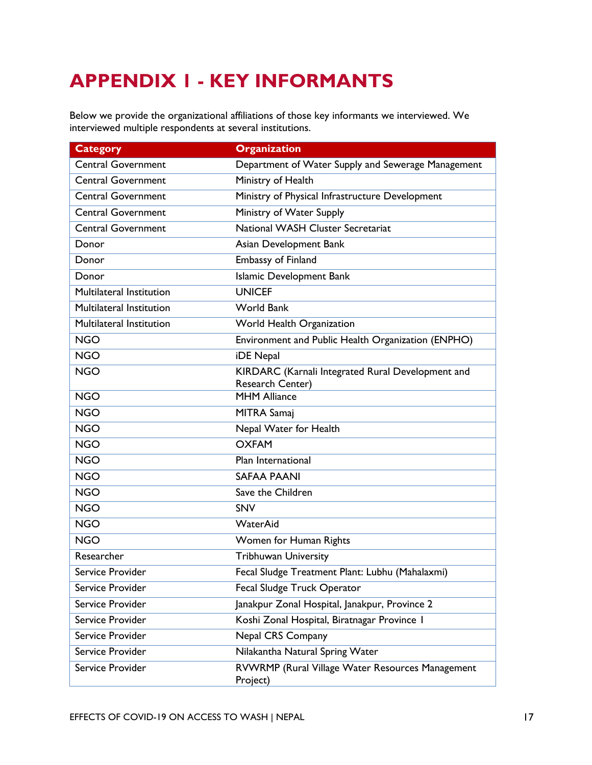# APPENDIX 1 - KEY INFORMANTS

Below we provide the organizational affiliations of those key informants we interviewed. We interviewed multiple respondents at several institutions.

| Category | Organization |
|---|---|
| Central Government | Department of Water Supply and Sewerage Management |
| Central Government | Ministry of Health |
| Central Government | Ministry of Physical Infrastructure Development |
| Central Government | Ministry of Water Supply |
| Central Government | National WASH Cluster Secretariat |
| Donor | Asian Development Bank |
| Donor | Embassy of Finland |
| Donor | Islamic Development Bank |
| Multilateral Institution | UNICEF |
| Multilateral Institution | World Bank |
| Multilateral Institution | World Health Organization |
| NGO | Environment and Public Health Organization (ENPHO) |
| NGO | iDE Nepal |
| NGO | KIRDARC (Karnali Integrated Rural Development and Research Center) |
| NGO | MHM Alliance |
| NGO | MITRA Samaj |
| NGO | Nepal Water for Health |
| NGO | OXFAM |
| NGO | Plan International |
| NGO | SAFAA PAANI |
| NGO | Save the Children |
| NGO | SNV |
| NGO | WaterAid |
| NGO | Women for Human Rights |
| Researcher | Tribhuwan University |
| Service Provider | Fecal Sludge Treatment Plant: Lubhu (Mahalaxmi) |
| Service Provider | Fecal Sludge Truck Operator |
| Service Provider | Janakpur Zonal Hospital, Janakpur, Province 2 |
| Service Provider | Koshi Zonal Hospital, Biratnagar Province 1 |
| Service Provider | Nepal CRS Company |
| Service Provider | Nilakantha Natural Spring Water |
| Service Provider | RVWRMP (Rural Village Water Resources Management Project) |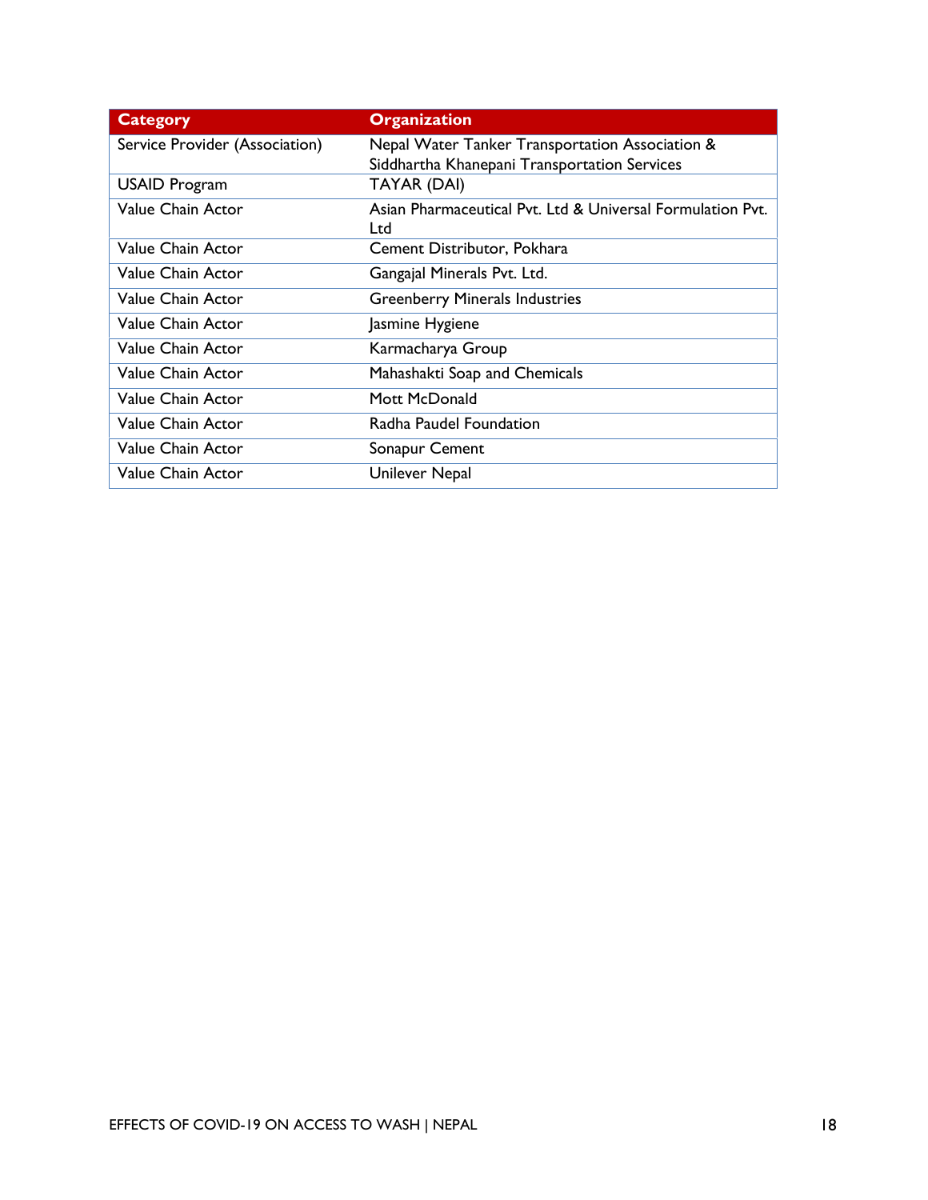| Category | Organization |
|---|---|
| Service Provider (Association) | Nepal Water Tanker Transportation Association & Siddhartha Khanepani Transportation Services |
| USAID Program | TAYAR (DAI) |
| Value Chain Actor | Asian Pharmaceutical Pvt. Ltd & Universal Formulation Pvt. Ltd |
| Value Chain Actor | Cement Distributor, Pokhara |
| Value Chain Actor | Gangajal Minerals Pvt. Ltd. |
| Value Chain Actor | Greenberry Minerals Industries |
| Value Chain Actor | Jasmine Hygiene |
| Value Chain Actor | Karmacharya Group |
| Value Chain Actor | Mahashakti Soap and Chemicals |
| Value Chain Actor | Mott McDonald |
| Value Chain Actor | Radha Paudel Foundation |
| Value Chain Actor | Sonapur Cement |
| Value Chain Actor | Unilever Nepal |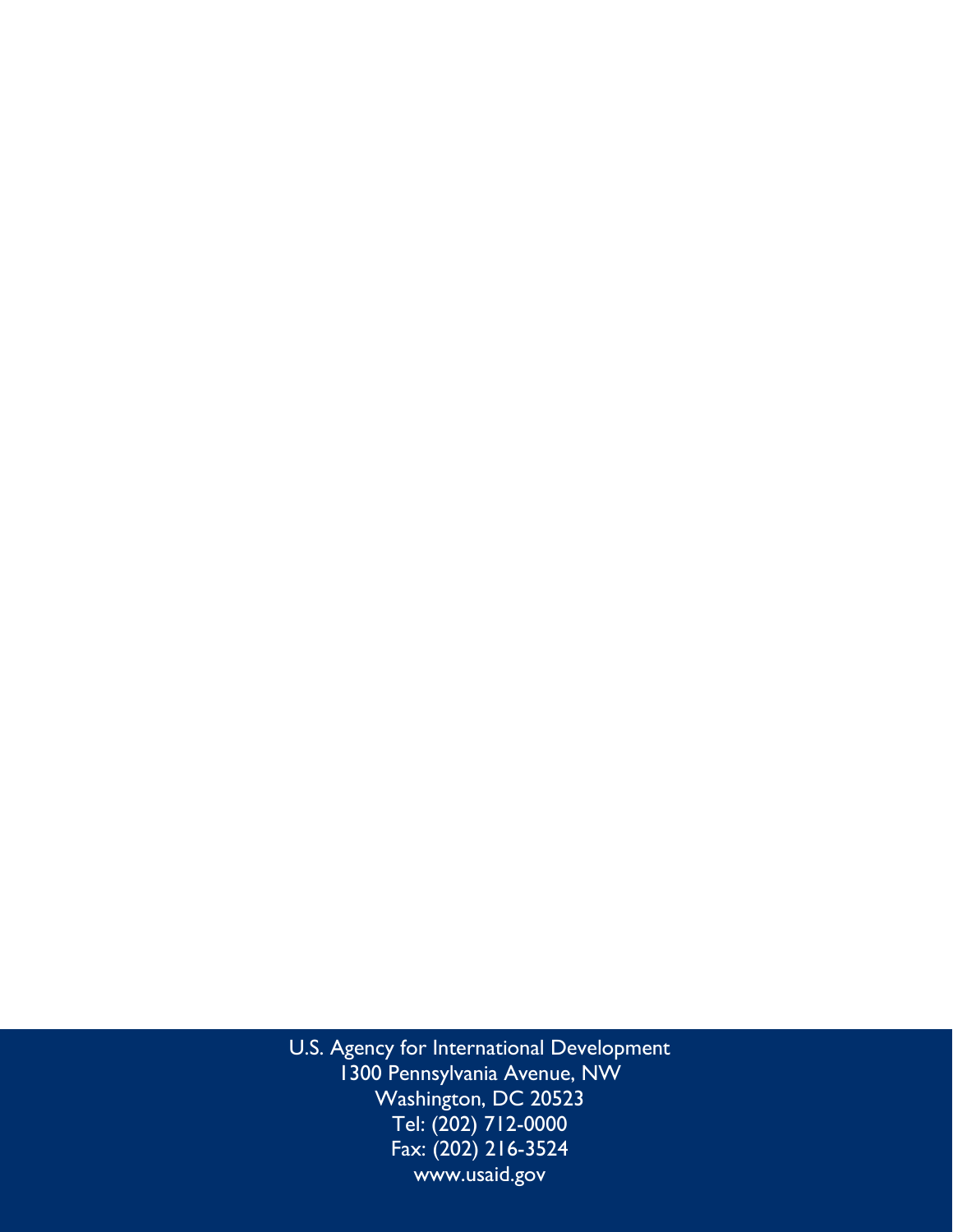U.S. Agency for International Development
1300 Pennsylvania Avenue, NW
Washington, DC 20523
Tel: (202) 712-0000
Fax: (202) 216-3524
www.usaid.gov